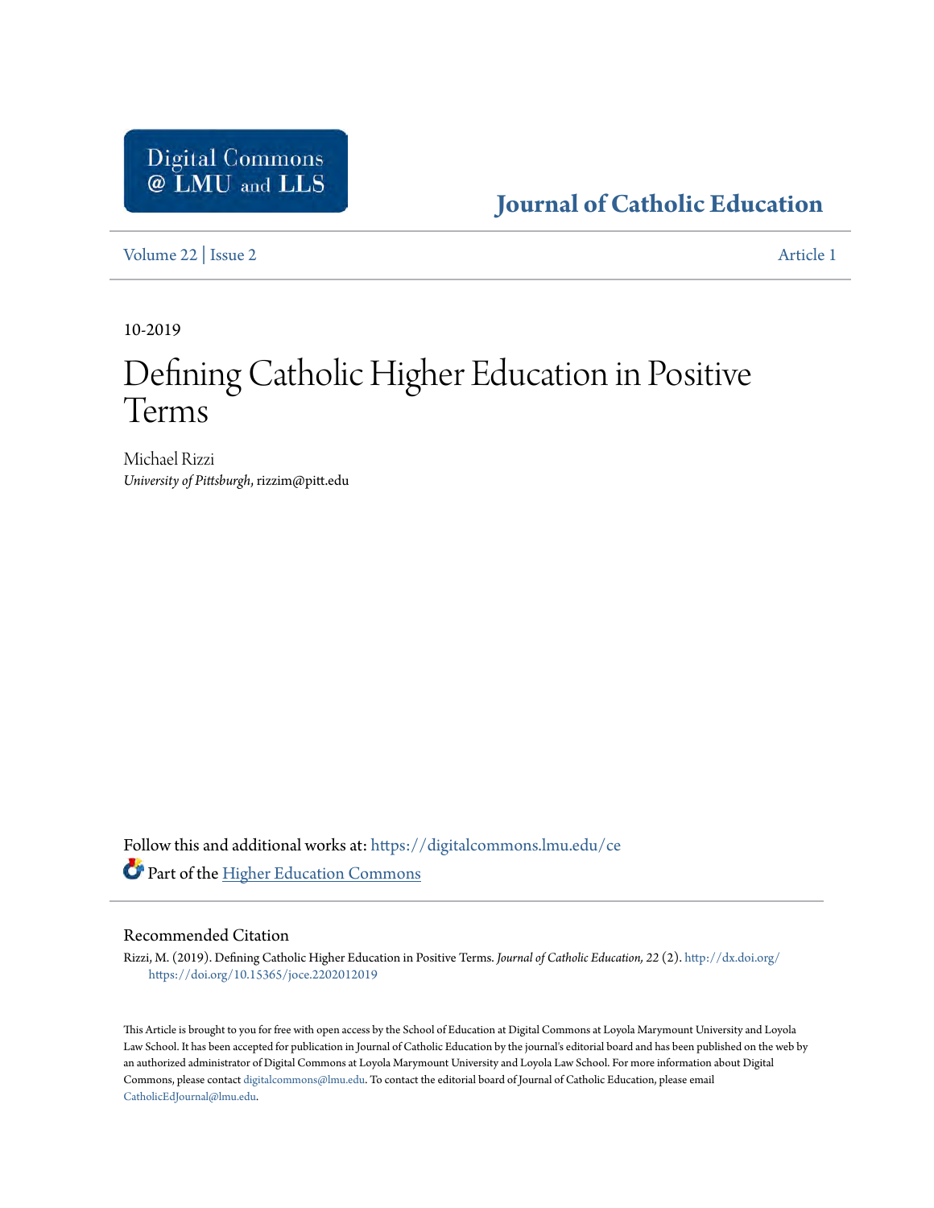Digital Commons @ LMU and LLS

**Journal of Catholic Education**

Volume 22 | Issue 2 — Article 1

10-2019

# Defining Catholic Higher Education in Positive Terms

Michael Rizzi
*University of Pittsburgh*, rizzim@pitt.edu

Follow this and additional works at: https://digitalcommons.lmu.edu/ce

Part of the Higher Education Commons

## Recommended Citation

Rizzi, M. (2019). Defining Catholic Higher Education in Positive Terms. *Journal of Catholic Education, 22* (2). http://dx.doi.org/https://doi.org/10.15365/joce.2202012019

This Article is brought to you for free with open access by the School of Education at Digital Commons at Loyola Marymount University and Loyola Law School. It has been accepted for publication in Journal of Catholic Education by the journal's editorial board and has been published on the web by an authorized administrator of Digital Commons at Loyola Marymount University and Loyola Law School. For more information about Digital Commons, please contact digitalcommons@lmu.edu. To contact the editorial board of Journal of Catholic Education, please email CatholicEdJournal@lmu.edu.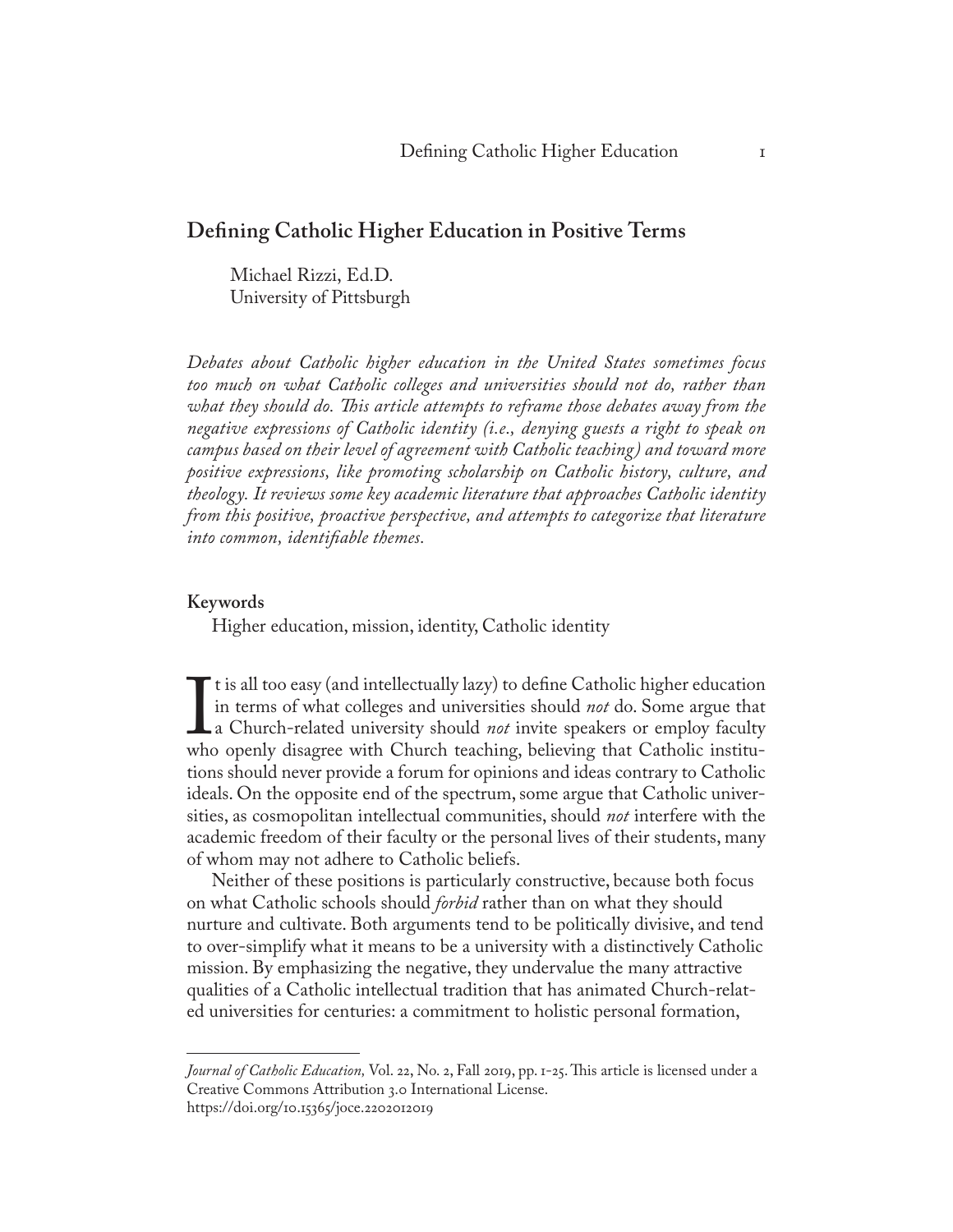## Defining Catholic Higher Education in Positive Terms

Michael Rizzi, Ed.D.
University of Pittsburgh

*Debates about Catholic higher education in the United States sometimes focus too much on what Catholic colleges and universities should not do, rather than what they should do. This article attempts to reframe those debates away from the negative expressions of Catholic identity (i.e., denying guests a right to speak on campus based on their level of agreement with Catholic teaching) and toward more positive expressions, like promoting scholarship on Catholic history, culture, and theology. It reviews some key academic literature that approaches Catholic identity from this positive, proactive perspective, and attempts to categorize that literature into common, identifiable themes.*

**Keywords**

Higher education, mission, identity, Catholic identity

It is all too easy (and intellectually lazy) to define Catholic higher education in terms of what colleges and universities should *not* do. Some argue that a Church-related university should *not* invite speakers or employ faculty who openly disagree with Church teaching, believing that Catholic institutions should never provide a forum for opinions and ideas contrary to Catholic ideals. On the opposite end of the spectrum, some argue that Catholic universities, as cosmopolitan intellectual communities, should *not* interfere with the academic freedom of their faculty or the personal lives of their students, many of whom may not adhere to Catholic beliefs.

Neither of these positions is particularly constructive, because both focus on what Catholic schools should *forbid* rather than on what they should nurture and cultivate. Both arguments tend to be politically divisive, and tend to over-simplify what it means to be a university with a distinctively Catholic mission. By emphasizing the negative, they undervalue the many attractive qualities of a Catholic intellectual tradition that has animated Church-related universities for centuries: a commitment to holistic personal formation,

---

*Journal of Catholic Education,* Vol. 22, No. 2, Fall 2019, pp. 1-25. This article is licensed under a Creative Commons Attribution 3.0 International License.
https://doi.org/10.15365/joce.2202012019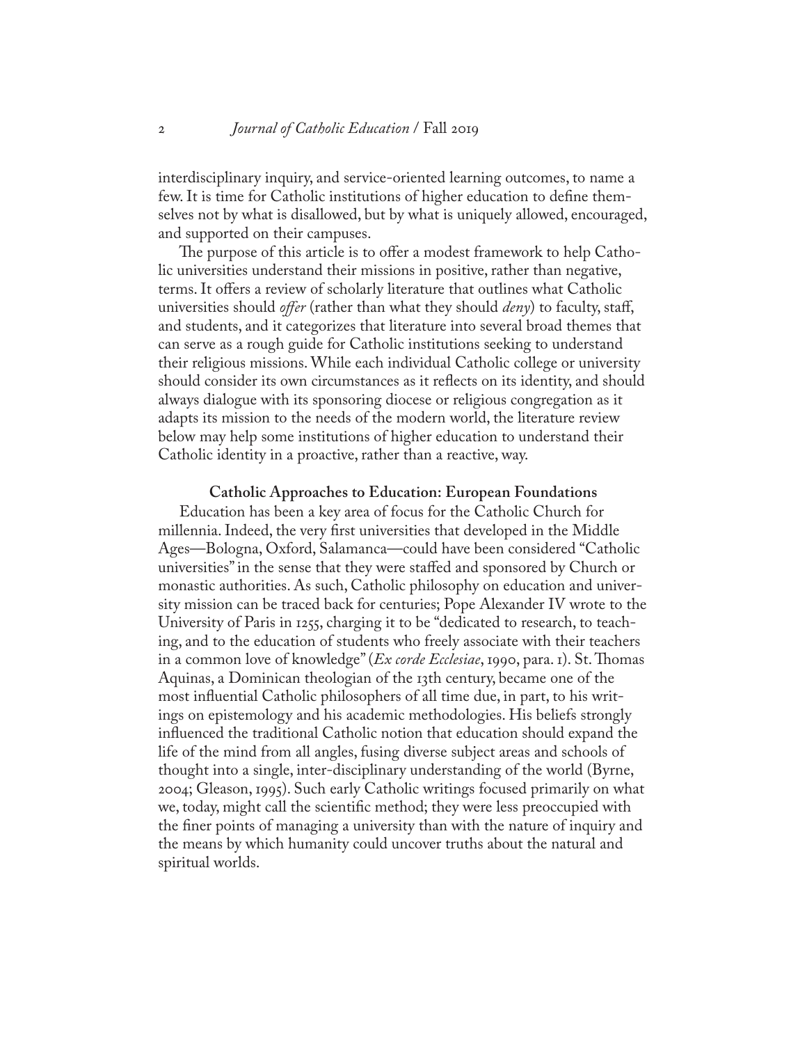interdisciplinary inquiry, and service-oriented learning outcomes, to name a few. It is time for Catholic institutions of higher education to define themselves not by what is disallowed, but by what is uniquely allowed, encouraged, and supported on their campuses.

The purpose of this article is to offer a modest framework to help Catholic universities understand their missions in positive, rather than negative, terms. It offers a review of scholarly literature that outlines what Catholic universities should *offer* (rather than what they should *deny*) to faculty, staff, and students, and it categorizes that literature into several broad themes that can serve as a rough guide for Catholic institutions seeking to understand their religious missions. While each individual Catholic college or university should consider its own circumstances as it reflects on its identity, and should always dialogue with its sponsoring diocese or religious congregation as it adapts its mission to the needs of the modern world, the literature review below may help some institutions of higher education to understand their Catholic identity in a proactive, rather than a reactive, way.

## Catholic Approaches to Education: European Foundations

Education has been a key area of focus for the Catholic Church for millennia. Indeed, the very first universities that developed in the Middle Ages—Bologna, Oxford, Salamanca—could have been considered "Catholic universities" in the sense that they were staffed and sponsored by Church or monastic authorities. As such, Catholic philosophy on education and university mission can be traced back for centuries; Pope Alexander IV wrote to the University of Paris in 1255, charging it to be "dedicated to research, to teaching, and to the education of students who freely associate with their teachers in a common love of knowledge" (*Ex corde Ecclesiae*, 1990, para. 1). St. Thomas Aquinas, a Dominican theologian of the 13th century, became one of the most influential Catholic philosophers of all time due, in part, to his writings on epistemology and his academic methodologies. His beliefs strongly influenced the traditional Catholic notion that education should expand the life of the mind from all angles, fusing diverse subject areas and schools of thought into a single, inter-disciplinary understanding of the world (Byrne, 2004; Gleason, 1995). Such early Catholic writings focused primarily on what we, today, might call the scientific method; they were less preoccupied with the finer points of managing a university than with the nature of inquiry and the means by which humanity could uncover truths about the natural and spiritual worlds.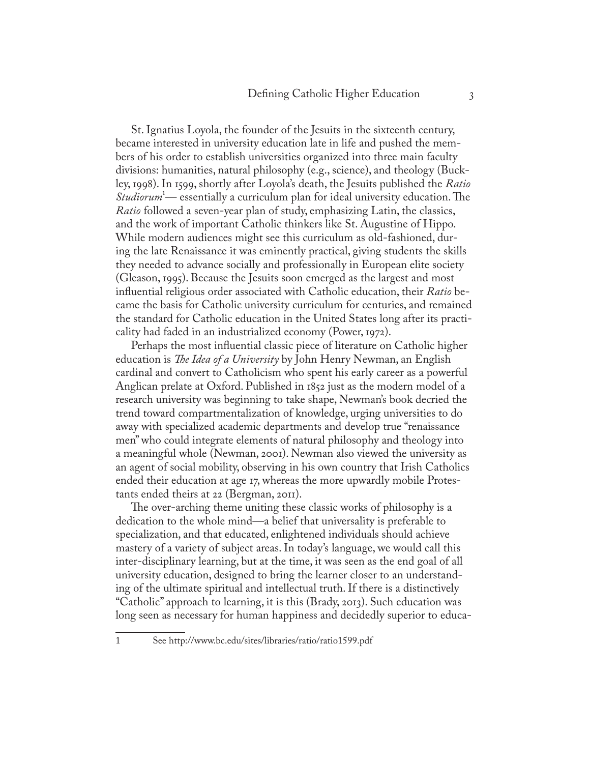St. Ignatius Loyola, the founder of the Jesuits in the sixteenth century, became interested in university education late in life and pushed the members of his order to establish universities organized into three main faculty divisions: humanities, natural philosophy (e.g., science), and theology (Buckley, 1998). In 1599, shortly after Loyola's death, the Jesuits published the *Ratio Studiorum*[1]— essentially a curriculum plan for ideal university education. The *Ratio* followed a seven-year plan of study, emphasizing Latin, the classics, and the work of important Catholic thinkers like St. Augustine of Hippo. While modern audiences might see this curriculum as old-fashioned, during the late Renaissance it was eminently practical, giving students the skills they needed to advance socially and professionally in European elite society (Gleason, 1995). Because the Jesuits soon emerged as the largest and most influential religious order associated with Catholic education, their *Ratio* became the basis for Catholic university curriculum for centuries, and remained the standard for Catholic education in the United States long after its practicality had faded in an industrialized economy (Power, 1972).

Perhaps the most influential classic piece of literature on Catholic higher education is *The Idea of a University* by John Henry Newman, an English cardinal and convert to Catholicism who spent his early career as a powerful Anglican prelate at Oxford. Published in 1852 just as the modern model of a research university was beginning to take shape, Newman's book decried the trend toward compartmentalization of knowledge, urging universities to do away with specialized academic departments and develop true "renaissance men" who could integrate elements of natural philosophy and theology into a meaningful whole (Newman, 2001). Newman also viewed the university as an agent of social mobility, observing in his own country that Irish Catholics ended their education at age 17, whereas the more upwardly mobile Protestants ended theirs at 22 (Bergman, 2011).

The over-arching theme uniting these classic works of philosophy is a dedication to the whole mind—a belief that universality is preferable to specialization, and that educated, enlightened individuals should achieve mastery of a variety of subject areas. In today's language, we would call this inter-disciplinary learning, but at the time, it was seen as the end goal of all university education, designed to bring the learner closer to an understanding of the ultimate spiritual and intellectual truth. If there is a distinctively "Catholic" approach to learning, it is this (Brady, 2013). Such education was long seen as necessary for human happiness and decidedly superior to educa-

---

1 See http://www.bc.edu/sites/libraries/ratio/ratio1599.pdf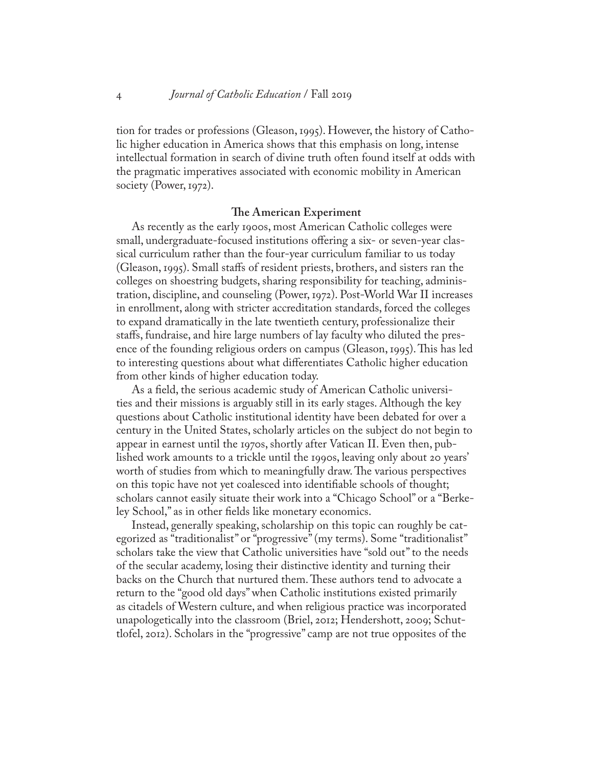tion for trades or professions (Gleason, 1995). However, the history of Catholic higher education in America shows that this emphasis on long, intense intellectual formation in search of divine truth often found itself at odds with the pragmatic imperatives associated with economic mobility in American society (Power, 1972).

### The American Experiment

As recently as the early 1900s, most American Catholic colleges were small, undergraduate-focused institutions offering a six- or seven-year classical curriculum rather than the four-year curriculum familiar to us today (Gleason, 1995). Small staffs of resident priests, brothers, and sisters ran the colleges on shoestring budgets, sharing responsibility for teaching, administration, discipline, and counseling (Power, 1972). Post-World War II increases in enrollment, along with stricter accreditation standards, forced the colleges to expand dramatically in the late twentieth century, professionalize their staffs, fundraise, and hire large numbers of lay faculty who diluted the presence of the founding religious orders on campus (Gleason, 1995). This has led to interesting questions about what differentiates Catholic higher education from other kinds of higher education today.

As a field, the serious academic study of American Catholic universities and their missions is arguably still in its early stages. Although the key questions about Catholic institutional identity have been debated for over a century in the United States, scholarly articles on the subject do not begin to appear in earnest until the 1970s, shortly after Vatican II. Even then, published work amounts to a trickle until the 1990s, leaving only about 20 years' worth of studies from which to meaningfully draw. The various perspectives on this topic have not yet coalesced into identifiable schools of thought; scholars cannot easily situate their work into a "Chicago School" or a "Berkeley School," as in other fields like monetary economics.

Instead, generally speaking, scholarship on this topic can roughly be categorized as "traditionalist" or "progressive" (my terms). Some "traditionalist" scholars take the view that Catholic universities have "sold out" to the needs of the secular academy, losing their distinctive identity and turning their backs on the Church that nurtured them. These authors tend to advocate a return to the "good old days" when Catholic institutions existed primarily as citadels of Western culture, and when religious practice was incorporated unapologetically into the classroom (Briel, 2012; Hendershott, 2009; Schuttlofel, 2012). Scholars in the "progressive" camp are not true opposites of the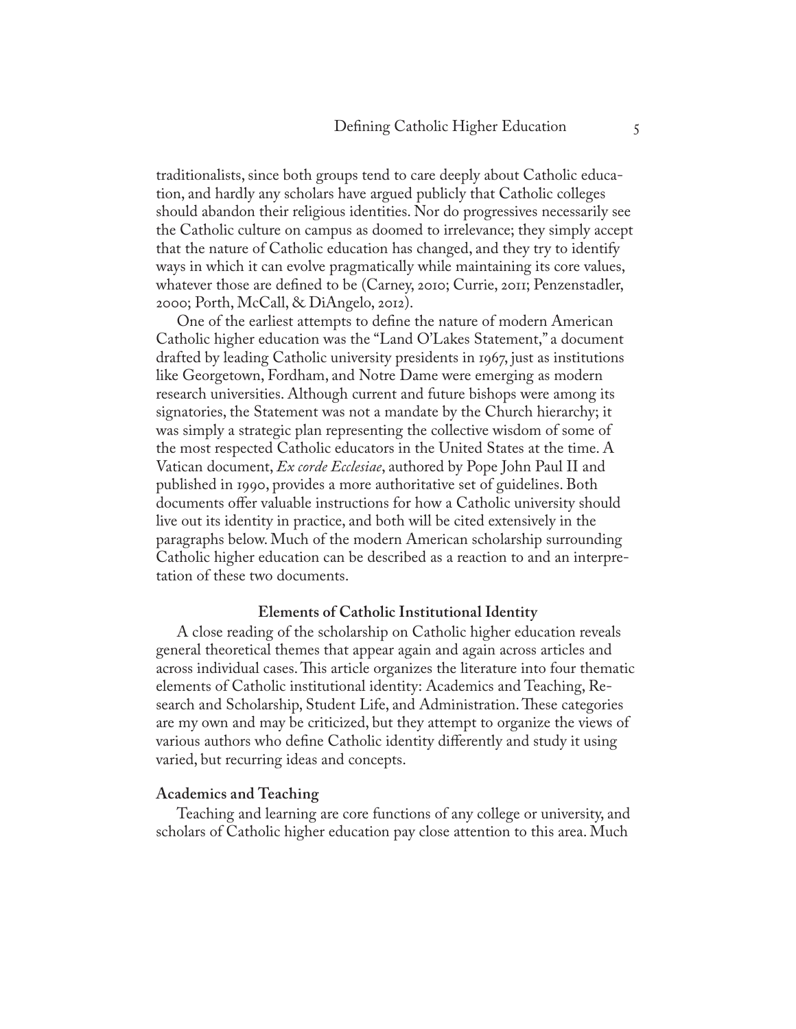traditionalists, since both groups tend to care deeply about Catholic education, and hardly any scholars have argued publicly that Catholic colleges should abandon their religious identities. Nor do progressives necessarily see the Catholic culture on campus as doomed to irrelevance; they simply accept that the nature of Catholic education has changed, and they try to identify ways in which it can evolve pragmatically while maintaining its core values, whatever those are defined to be (Carney, 2010; Currie, 2011; Penzenstadler, 2000; Porth, McCall, & DiAngelo, 2012).

One of the earliest attempts to define the nature of modern American Catholic higher education was the "Land O'Lakes Statement," a document drafted by leading Catholic university presidents in 1967, just as institutions like Georgetown, Fordham, and Notre Dame were emerging as modern research universities. Although current and future bishops were among its signatories, the Statement was not a mandate by the Church hierarchy; it was simply a strategic plan representing the collective wisdom of some of the most respected Catholic educators in the United States at the time. A Vatican document, *Ex corde Ecclesiae*, authored by Pope John Paul II and published in 1990, provides a more authoritative set of guidelines. Both documents offer valuable instructions for how a Catholic university should live out its identity in practice, and both will be cited extensively in the paragraphs below. Much of the modern American scholarship surrounding Catholic higher education can be described as a reaction to and an interpretation of these two documents.

## Elements of Catholic Institutional Identity

A close reading of the scholarship on Catholic higher education reveals general theoretical themes that appear again and again across articles and across individual cases. This article organizes the literature into four thematic elements of Catholic institutional identity: Academics and Teaching, Research and Scholarship, Student Life, and Administration. These categories are my own and may be criticized, but they attempt to organize the views of various authors who define Catholic identity differently and study it using varied, but recurring ideas and concepts.

### Academics and Teaching

Teaching and learning are core functions of any college or university, and scholars of Catholic higher education pay close attention to this area. Much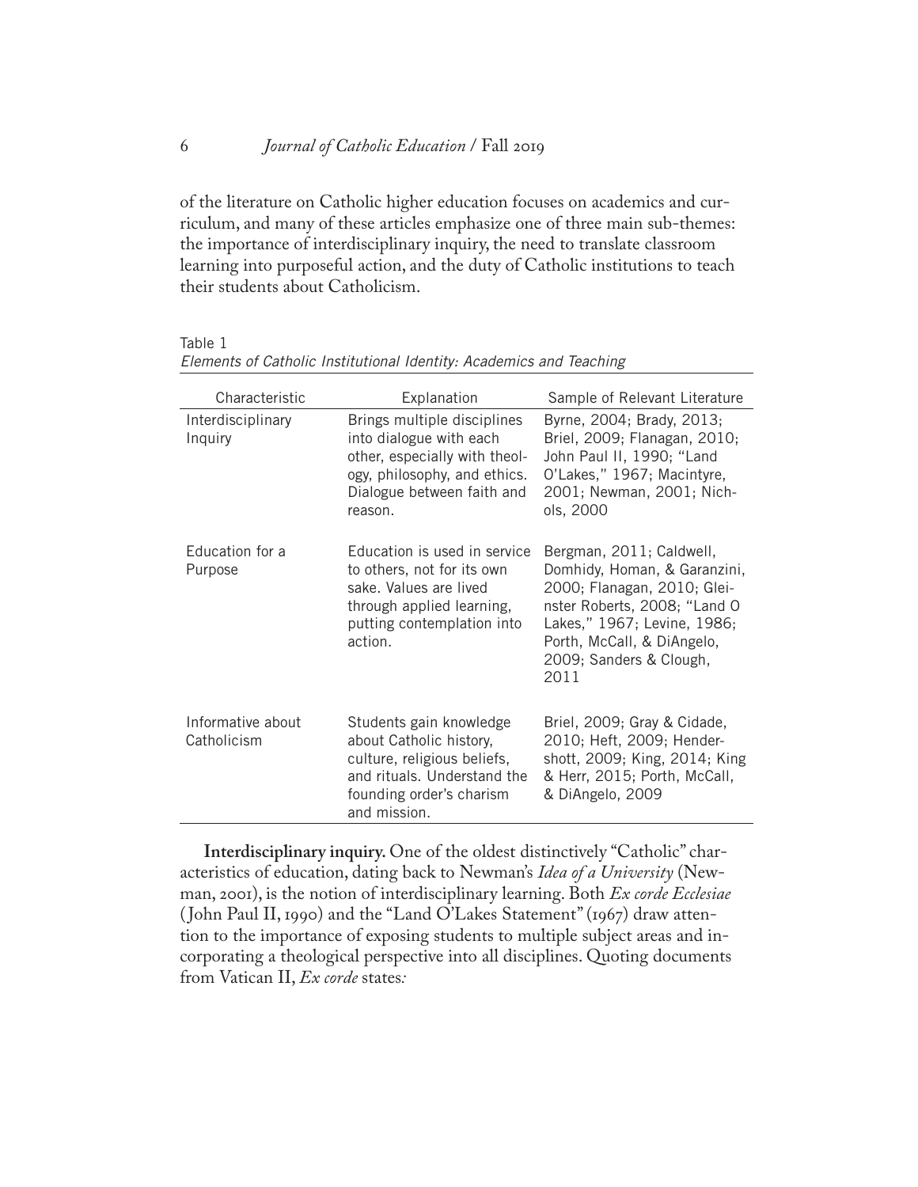of the literature on Catholic higher education focuses on academics and curriculum, and many of these articles emphasize one of three main sub-themes: the importance of interdisciplinary inquiry, the need to translate classroom learning into purposeful action, and the duty of Catholic institutions to teach their students about Catholicism.

Table 1
*Elements of Catholic Institutional Identity: Academics and Teaching*

| Characteristic | Explanation | Sample of Relevant Literature |
|---|---|---|
| Interdisciplinary Inquiry | Brings multiple disciplines into dialogue with each other, especially with theology, philosophy, and ethics. Dialogue between faith and reason. | Byrne, 2004; Brady, 2013; Briel, 2009; Flanagan, 2010; John Paul II, 1990; "Land O'Lakes," 1967; Macintyre, 2001; Newman, 2001; Nichols, 2000 |
| Education for a Purpose | Education is used in service to others, not for its own sake. Values are lived through applied learning, putting contemplation into action. | Bergman, 2011; Caldwell, Domhidy, Homan, & Garanzini, 2000; Flanagan, 2010; Gleinster Roberts, 2008; "Land O Lakes," 1967; Levine, 1986; Porth, McCall, & DiAngelo, 2009; Sanders & Clough, 2011 |
| Informative about Catholicism | Students gain knowledge about Catholic history, culture, religious beliefs, and rituals. Understand the founding order's charism and mission. | Briel, 2009; Gray & Cidade, 2010; Heft, 2009; Hendershott, 2009; King, 2014; King & Herr, 2015; Porth, McCall, & DiAngelo, 2009 |

**Interdisciplinary inquiry.** One of the oldest distinctively "Catholic" characteristics of education, dating back to Newman's *Idea of a University* (Newman, 2001), is the notion of interdisciplinary learning. Both *Ex corde Ecclesiae* (John Paul II, 1990) and the "Land O'Lakes Statement" (1967) draw attention to the importance of exposing students to multiple subject areas and incorporating a theological perspective into all disciplines. Quoting documents from Vatican II, *Ex corde* states: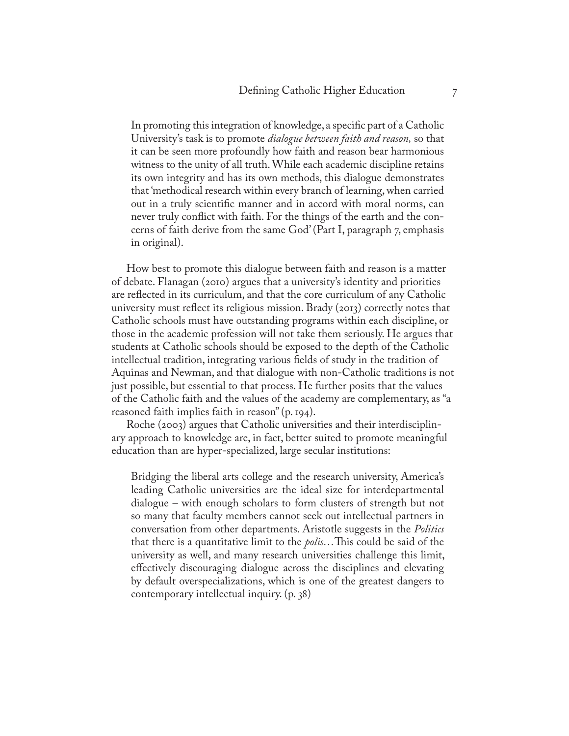> In promoting this integration of knowledge, a specific part of a Catholic University's task is to promote *dialogue between faith and reason,* so that it can be seen more profoundly how faith and reason bear harmonious witness to the unity of all truth. While each academic discipline retains its own integrity and has its own methods, this dialogue demonstrates that 'methodical research within every branch of learning, when carried out in a truly scientific manner and in accord with moral norms, can never truly conflict with faith. For the things of the earth and the concerns of faith derive from the same God' (Part I, paragraph 7, emphasis in original).

How best to promote this dialogue between faith and reason is a matter of debate. Flanagan (2010) argues that a university's identity and priorities are reflected in its curriculum, and that the core curriculum of any Catholic university must reflect its religious mission. Brady (2013) correctly notes that Catholic schools must have outstanding programs within each discipline, or those in the academic profession will not take them seriously. He argues that students at Catholic schools should be exposed to the depth of the Catholic intellectual tradition, integrating various fields of study in the tradition of Aquinas and Newman, and that dialogue with non-Catholic traditions is not just possible, but essential to that process. He further posits that the values of the Catholic faith and the values of the academy are complementary, as "a reasoned faith implies faith in reason" (p. 194).

Roche (2003) argues that Catholic universities and their interdisciplinary approach to knowledge are, in fact, better suited to promote meaningful education than are hyper-specialized, large secular institutions:

> Bridging the liberal arts college and the research university, America's leading Catholic universities are the ideal size for interdepartmental dialogue – with enough scholars to form clusters of strength but not so many that faculty members cannot seek out intellectual partners in conversation from other departments. Aristotle suggests in the *Politics* that there is a quantitative limit to the *polis*…This could be said of the university as well, and many research universities challenge this limit, effectively discouraging dialogue across the disciplines and elevating by default overspecializations, which is one of the greatest dangers to contemporary intellectual inquiry. (p. 38)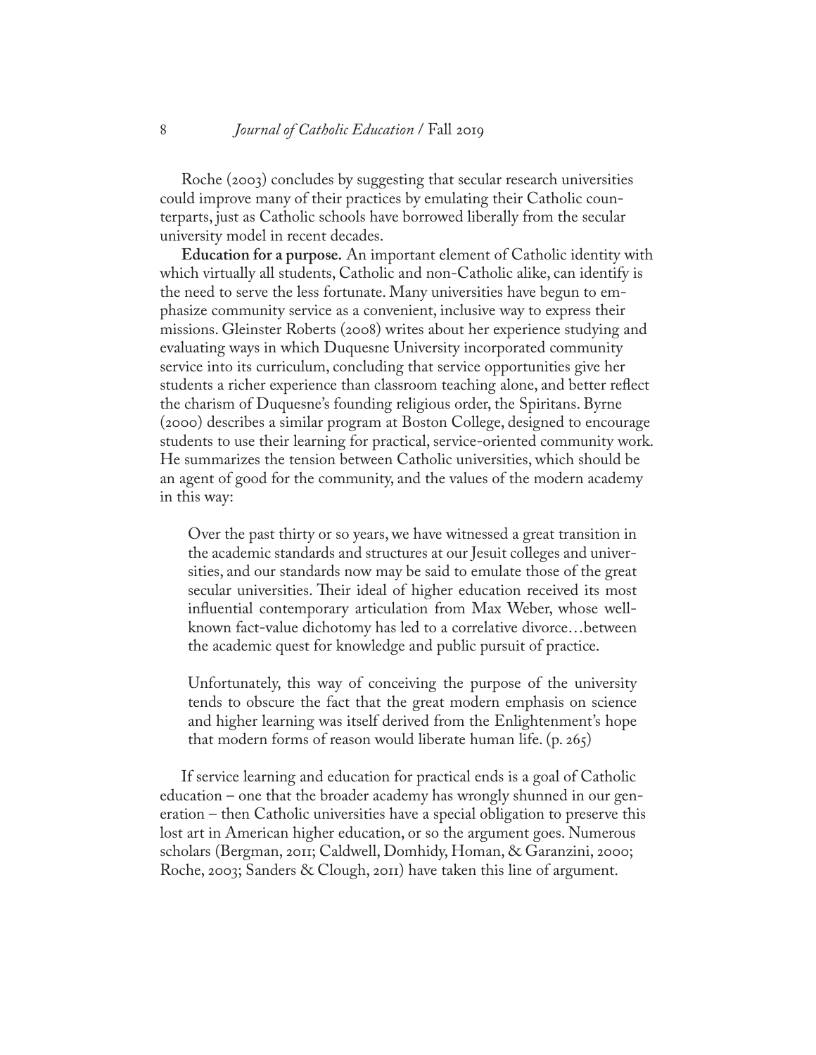Roche (2003) concludes by suggesting that secular research universities could improve many of their practices by emulating their Catholic counterparts, just as Catholic schools have borrowed liberally from the secular university model in recent decades.

**Education for a purpose.** An important element of Catholic identity with which virtually all students, Catholic and non-Catholic alike, can identify is the need to serve the less fortunate. Many universities have begun to emphasize community service as a convenient, inclusive way to express their missions. Gleinster Roberts (2008) writes about her experience studying and evaluating ways in which Duquesne University incorporated community service into its curriculum, concluding that service opportunities give her students a richer experience than classroom teaching alone, and better reflect the charism of Duquesne's founding religious order, the Spiritans. Byrne (2000) describes a similar program at Boston College, designed to encourage students to use their learning for practical, service-oriented community work. He summarizes the tension between Catholic universities, which should be an agent of good for the community, and the values of the modern academy in this way:

> Over the past thirty or so years, we have witnessed a great transition in the academic standards and structures at our Jesuit colleges and universities, and our standards now may be said to emulate those of the great secular universities. Their ideal of higher education received its most influential contemporary articulation from Max Weber, whose well-known fact-value dichotomy has led to a correlative divorce…between the academic quest for knowledge and public pursuit of practice.
>
> Unfortunately, this way of conceiving the purpose of the university tends to obscure the fact that the great modern emphasis on science and higher learning was itself derived from the Enlightenment's hope that modern forms of reason would liberate human life. (p. 265)

If service learning and education for practical ends is a goal of Catholic education – one that the broader academy has wrongly shunned in our generation – then Catholic universities have a special obligation to preserve this lost art in American higher education, or so the argument goes. Numerous scholars (Bergman, 2011; Caldwell, Domhidy, Homan, & Garanzini, 2000; Roche, 2003; Sanders & Clough, 2011) have taken this line of argument.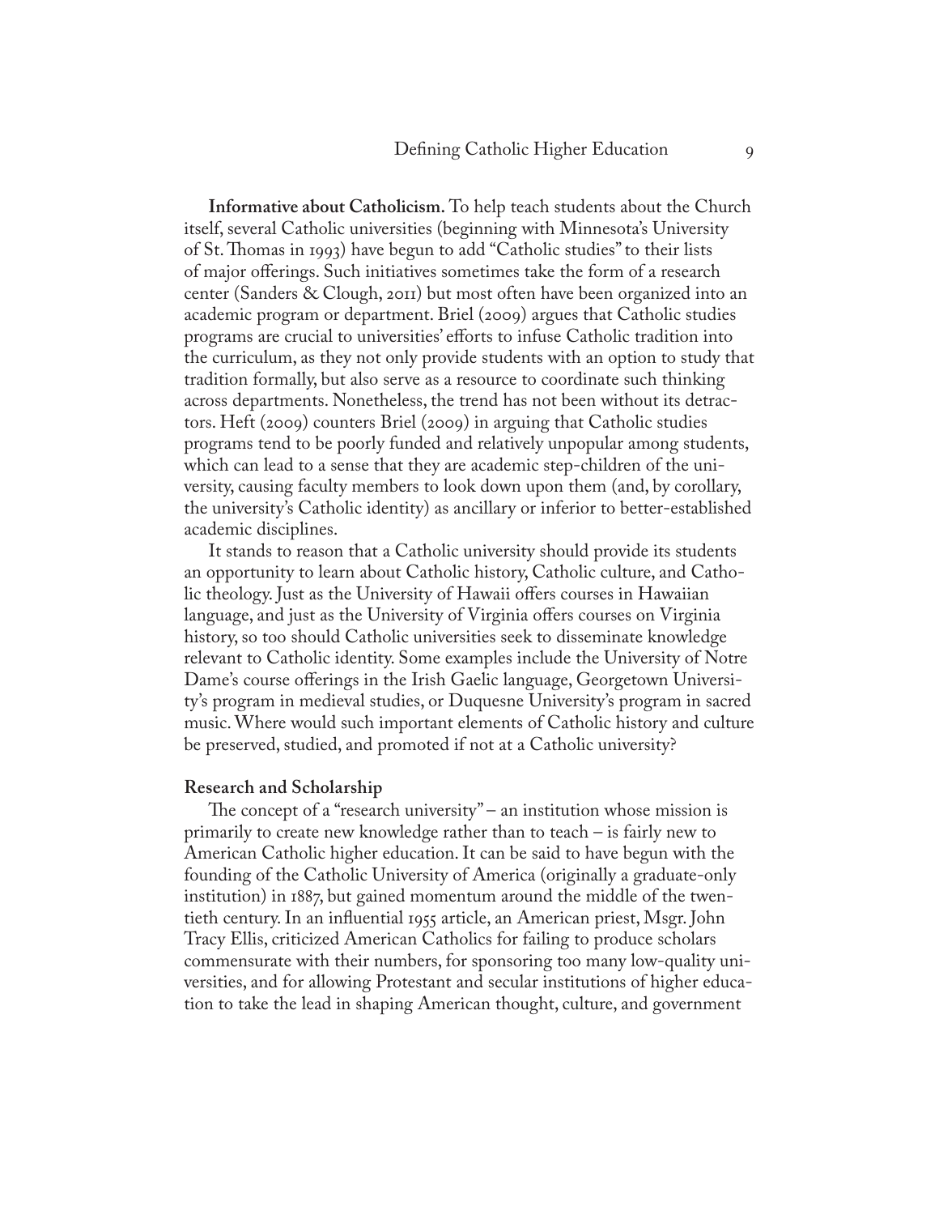**Informative about Catholicism.** To help teach students about the Church itself, several Catholic universities (beginning with Minnesota's University of St. Thomas in 1993) have begun to add "Catholic studies" to their lists of major offerings. Such initiatives sometimes take the form of a research center (Sanders & Clough, 2011) but most often have been organized into an academic program or department. Briel (2009) argues that Catholic studies programs are crucial to universities' efforts to infuse Catholic tradition into the curriculum, as they not only provide students with an option to study that tradition formally, but also serve as a resource to coordinate such thinking across departments. Nonetheless, the trend has not been without its detractors. Heft (2009) counters Briel (2009) in arguing that Catholic studies programs tend to be poorly funded and relatively unpopular among students, which can lead to a sense that they are academic step-children of the university, causing faculty members to look down upon them (and, by corollary, the university's Catholic identity) as ancillary or inferior to better-established academic disciplines.

It stands to reason that a Catholic university should provide its students an opportunity to learn about Catholic history, Catholic culture, and Catholic theology. Just as the University of Hawaii offers courses in Hawaiian language, and just as the University of Virginia offers courses on Virginia history, so too should Catholic universities seek to disseminate knowledge relevant to Catholic identity. Some examples include the University of Notre Dame's course offerings in the Irish Gaelic language, Georgetown University's program in medieval studies, or Duquesne University's program in sacred music. Where would such important elements of Catholic history and culture be preserved, studied, and promoted if not at a Catholic university?

### Research and Scholarship

The concept of a "research university" – an institution whose mission is primarily to create new knowledge rather than to teach – is fairly new to American Catholic higher education. It can be said to have begun with the founding of the Catholic University of America (originally a graduate-only institution) in 1887, but gained momentum around the middle of the twentieth century. In an influential 1955 article, an American priest, Msgr. John Tracy Ellis, criticized American Catholics for failing to produce scholars commensurate with their numbers, for sponsoring too many low-quality universities, and for allowing Protestant and secular institutions of higher education to take the lead in shaping American thought, culture, and government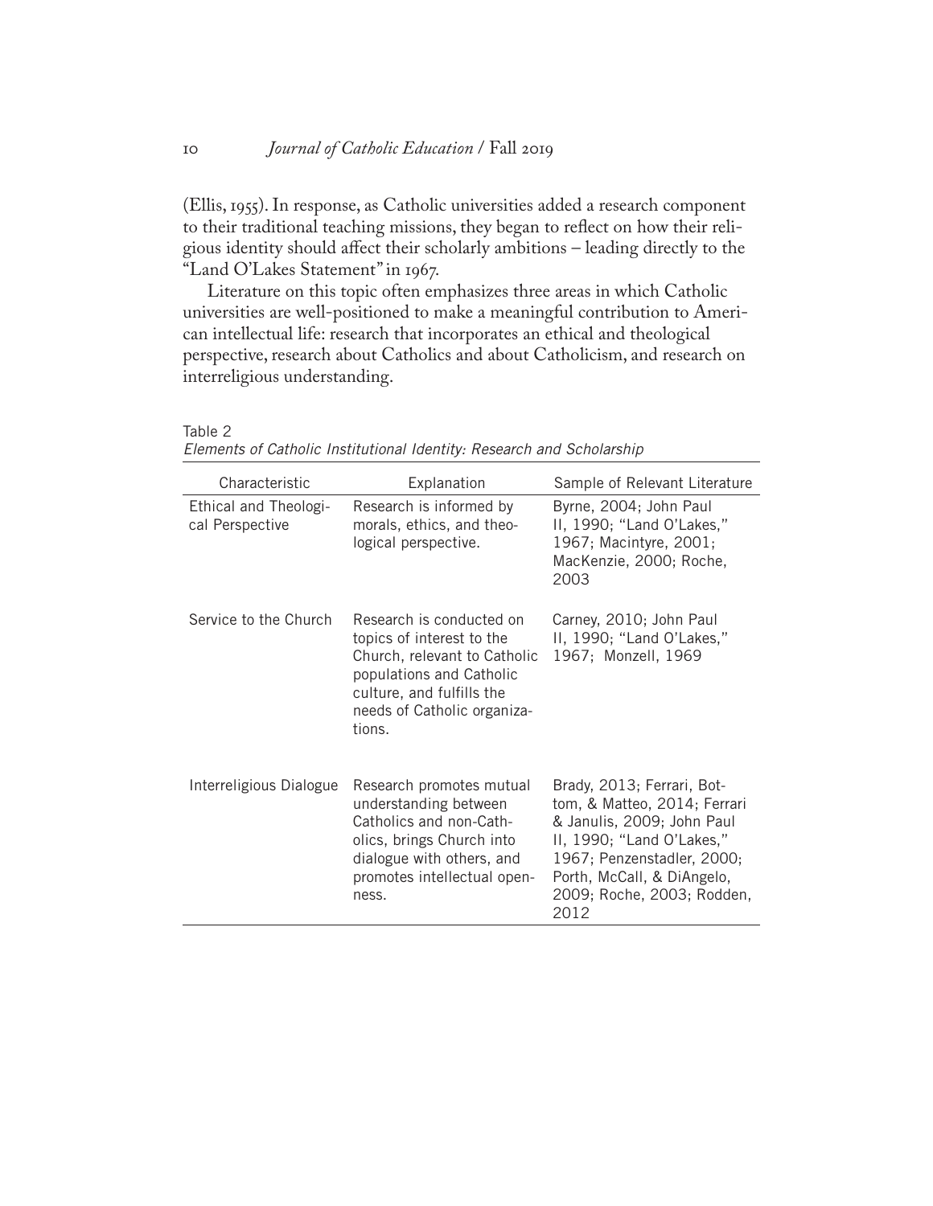(Ellis, 1955). In response, as Catholic universities added a research component to their traditional teaching missions, they began to reflect on how their religious identity should affect their scholarly ambitions – leading directly to the "Land O'Lakes Statement" in 1967.

Literature on this topic often emphasizes three areas in which Catholic universities are well-positioned to make a meaningful contribution to American intellectual life: research that incorporates an ethical and theological perspective, research about Catholics and about Catholicism, and research on interreligious understanding.

Table 2
*Elements of Catholic Institutional Identity: Research and Scholarship*

| Characteristic | Explanation | Sample of Relevant Literature |
|---|---|---|
| Ethical and Theological Perspective | Research is informed by morals, ethics, and theological perspective. | Byrne, 2004; John Paul II, 1990; "Land O'Lakes," 1967; Macintyre, 2001; MacKenzie, 2000; Roche, 2003 |
| Service to the Church | Research is conducted on topics of interest to the Church, relevant to Catholic populations and Catholic culture, and fulfills the needs of Catholic organizations. | Carney, 2010; John Paul II, 1990; "Land O'Lakes," 1967; Monzell, 1969 |
| Interreligious Dialogue | Research promotes mutual understanding between Catholics and non-Catholics, brings Church into dialogue with others, and promotes intellectual openness. | Brady, 2013; Ferrari, Bottom, & Matteo, 2014; Ferrari & Janulis, 2009; John Paul II, 1990; "Land O'Lakes," 1967; Penzenstadler, 2000; Porth, McCall, & DiAngelo, 2009; Roche, 2003; Rodden, 2012 |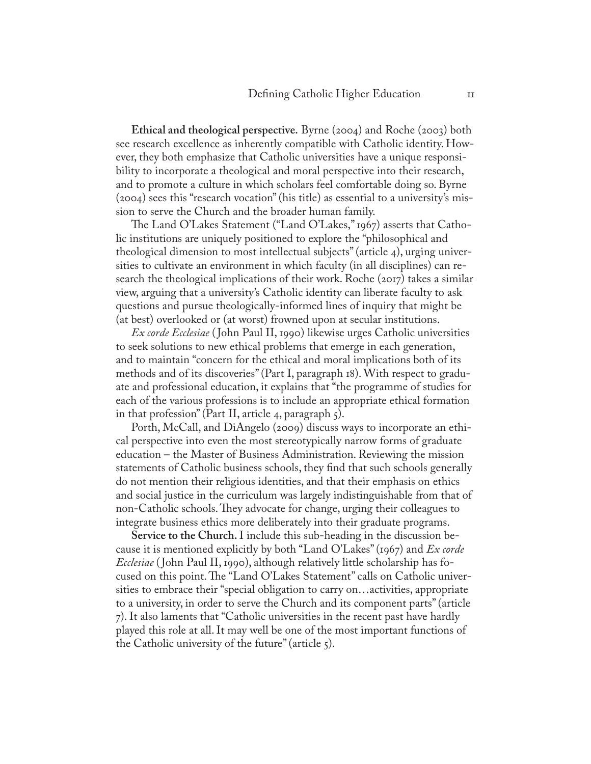**Ethical and theological perspective.** Byrne (2004) and Roche (2003) both see research excellence as inherently compatible with Catholic identity. However, they both emphasize that Catholic universities have a unique responsibility to incorporate a theological and moral perspective into their research, and to promote a culture in which scholars feel comfortable doing so. Byrne (2004) sees this "research vocation" (his title) as essential to a university's mission to serve the Church and the broader human family.

The Land O'Lakes Statement ("Land O'Lakes," 1967) asserts that Catholic institutions are uniquely positioned to explore the "philosophical and theological dimension to most intellectual subjects" (article 4), urging universities to cultivate an environment in which faculty (in all disciplines) can research the theological implications of their work. Roche (2017) takes a similar view, arguing that a university's Catholic identity can liberate faculty to ask questions and pursue theologically-informed lines of inquiry that might be (at best) overlooked or (at worst) frowned upon at secular institutions.

*Ex corde Ecclesiae* (John Paul II, 1990) likewise urges Catholic universities to seek solutions to new ethical problems that emerge in each generation, and to maintain "concern for the ethical and moral implications both of its methods and of its discoveries" (Part I, paragraph 18). With respect to graduate and professional education, it explains that "the programme of studies for each of the various professions is to include an appropriate ethical formation in that profession" (Part II, article 4, paragraph 5).

Porth, McCall, and DiAngelo (2009) discuss ways to incorporate an ethical perspective into even the most stereotypically narrow forms of graduate education – the Master of Business Administration. Reviewing the mission statements of Catholic business schools, they find that such schools generally do not mention their religious identities, and that their emphasis on ethics and social justice in the curriculum was largely indistinguishable from that of non-Catholic schools. They advocate for change, urging their colleagues to integrate business ethics more deliberately into their graduate programs.

**Service to the Church.** I include this sub-heading in the discussion because it is mentioned explicitly by both "Land O'Lakes" (1967) and *Ex corde Ecclesiae* (John Paul II, 1990), although relatively little scholarship has focused on this point. The "Land O'Lakes Statement" calls on Catholic universities to embrace their "special obligation to carry on…activities, appropriate to a university, in order to serve the Church and its component parts" (article 7). It also laments that "Catholic universities in the recent past have hardly played this role at all. It may well be one of the most important functions of the Catholic university of the future" (article 5).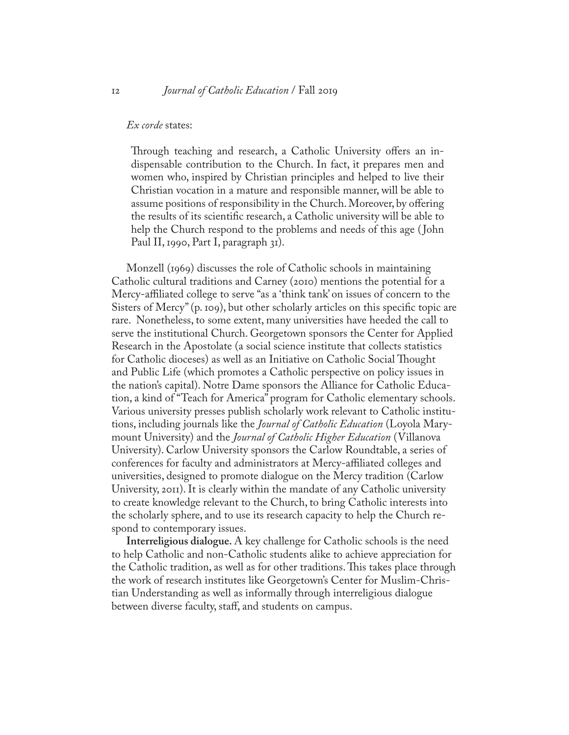*Ex corde* states:

> Through teaching and research, a Catholic University offers an indispensable contribution to the Church. In fact, it prepares men and women who, inspired by Christian principles and helped to live their Christian vocation in a mature and responsible manner, will be able to assume positions of responsibility in the Church. Moreover, by offering the results of its scientific research, a Catholic university will be able to help the Church respond to the problems and needs of this age (John Paul II, 1990, Part I, paragraph 31).

Monzell (1969) discusses the role of Catholic schools in maintaining Catholic cultural traditions and Carney (2010) mentions the potential for a Mercy-affiliated college to serve "as a 'think tank' on issues of concern to the Sisters of Mercy" (p. 109), but other scholarly articles on this specific topic are rare. Nonetheless, to some extent, many universities have heeded the call to serve the institutional Church. Georgetown sponsors the Center for Applied Research in the Apostolate (a social science institute that collects statistics for Catholic dioceses) as well as an Initiative on Catholic Social Thought and Public Life (which promotes a Catholic perspective on policy issues in the nation's capital). Notre Dame sponsors the Alliance for Catholic Education, a kind of "Teach for America" program for Catholic elementary schools. Various university presses publish scholarly work relevant to Catholic institutions, including journals like the *Journal of Catholic Education* (Loyola Marymount University) and the *Journal of Catholic Higher Education* (Villanova University). Carlow University sponsors the Carlow Roundtable, a series of conferences for faculty and administrators at Mercy-affiliated colleges and universities, designed to promote dialogue on the Mercy tradition (Carlow University, 2011). It is clearly within the mandate of any Catholic university to create knowledge relevant to the Church, to bring Catholic interests into the scholarly sphere, and to use its research capacity to help the Church respond to contemporary issues.

**Interreligious dialogue.** A key challenge for Catholic schools is the need to help Catholic and non-Catholic students alike to achieve appreciation for the Catholic tradition, as well as for other traditions. This takes place through the work of research institutes like Georgetown's Center for Muslim-Christian Understanding as well as informally through interreligious dialogue between diverse faculty, staff, and students on campus.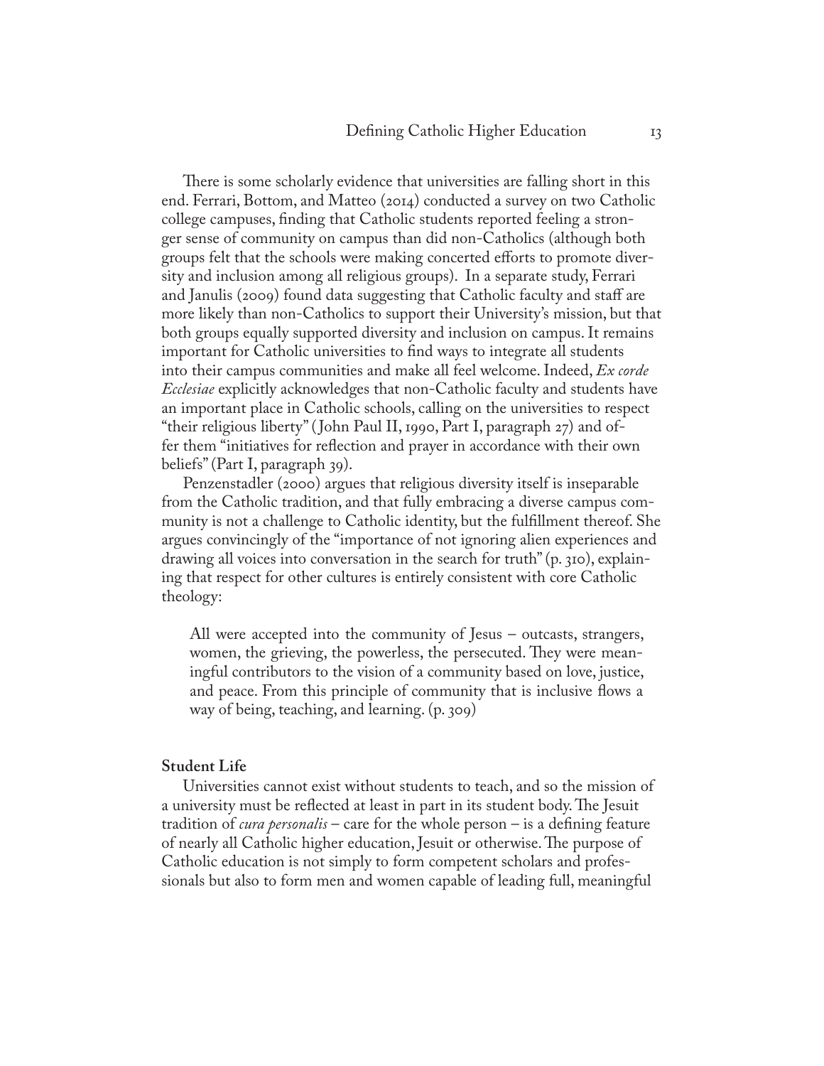There is some scholarly evidence that universities are falling short in this end. Ferrari, Bottom, and Matteo (2014) conducted a survey on two Catholic college campuses, finding that Catholic students reported feeling a stronger sense of community on campus than did non-Catholics (although both groups felt that the schools were making concerted efforts to promote diversity and inclusion among all religious groups). In a separate study, Ferrari and Janulis (2009) found data suggesting that Catholic faculty and staff are more likely than non-Catholics to support their University's mission, but that both groups equally supported diversity and inclusion on campus. It remains important for Catholic universities to find ways to integrate all students into their campus communities and make all feel welcome. Indeed, *Ex corde Ecclesiae* explicitly acknowledges that non-Catholic faculty and students have an important place in Catholic schools, calling on the universities to respect "their religious liberty" (John Paul II, 1990, Part I, paragraph 27) and offer them "initiatives for reflection and prayer in accordance with their own beliefs" (Part I, paragraph 39).

Penzenstadler (2000) argues that religious diversity itself is inseparable from the Catholic tradition, and that fully embracing a diverse campus community is not a challenge to Catholic identity, but the fulfillment thereof. She argues convincingly of the "importance of not ignoring alien experiences and drawing all voices into conversation in the search for truth" (p. 310), explaining that respect for other cultures is entirely consistent with core Catholic theology:

> All were accepted into the community of Jesus – outcasts, strangers, women, the grieving, the powerless, the persecuted. They were meaningful contributors to the vision of a community based on love, justice, and peace. From this principle of community that is inclusive flows a way of being, teaching, and learning. (p. 309)

**Student Life**

Universities cannot exist without students to teach, and so the mission of a university must be reflected at least in part in its student body. The Jesuit tradition of *cura personalis* – care for the whole person – is a defining feature of nearly all Catholic higher education, Jesuit or otherwise. The purpose of Catholic education is not simply to form competent scholars and professionals but also to form men and women capable of leading full, meaningful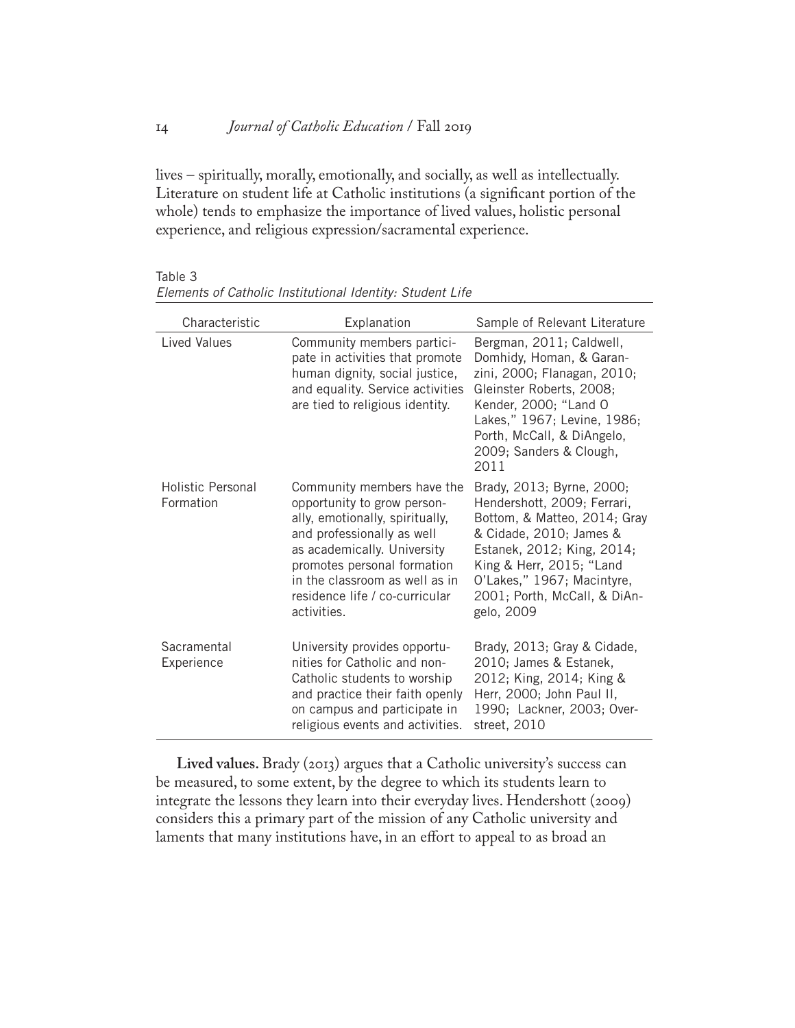lives – spiritually, morally, emotionally, and socially, as well as intellectually. Literature on student life at Catholic institutions (a significant portion of the whole) tends to emphasize the importance of lived values, holistic personal experience, and religious expression/sacramental experience.

Table 3
*Elements of Catholic Institutional Identity: Student Life*

| Characteristic | Explanation | Sample of Relevant Literature |
|---|---|---|
| Lived Values | Community members participate in activities that promote human dignity, social justice, and equality. Service activities are tied to religious identity. | Bergman, 2011; Caldwell, Domhidy, Homan, & Garanzini, 2000; Flanagan, 2010; Gleinster Roberts, 2008; Kender, 2000; "Land O Lakes," 1967; Levine, 1986; Porth, McCall, & DiAngelo, 2009; Sanders & Clough, 2011 |
| Holistic Personal Formation | Community members have the opportunity to grow personally, emotionally, spiritually, and professionally as well as academically. University promotes personal formation in the classroom as well as in residence life / co-curricular activities. | Brady, 2013; Byrne, 2000; Hendershott, 2009; Ferrari, Bottom, & Matteo, 2014; Gray & Cidade, 2010; James & Estanek, 2012; King, 2014; King & Herr, 2015; "Land O'Lakes," 1967; Macintyre, 2001; Porth, McCall, & DiAngelo, 2009 |
| Sacramental Experience | University provides opportunities for Catholic and non-Catholic students to worship and practice their faith openly on campus and participate in religious events and activities. | Brady, 2013; Gray & Cidade, 2010; James & Estanek, 2012; King, 2014; King & Herr, 2000; John Paul II, 1990; Lackner, 2003; Overstreet, 2010 |

**Lived values.** Brady (2013) argues that a Catholic university's success can be measured, to some extent, by the degree to which its students learn to integrate the lessons they learn into their everyday lives. Hendershott (2009) considers this a primary part of the mission of any Catholic university and laments that many institutions have, in an effort to appeal to as broad an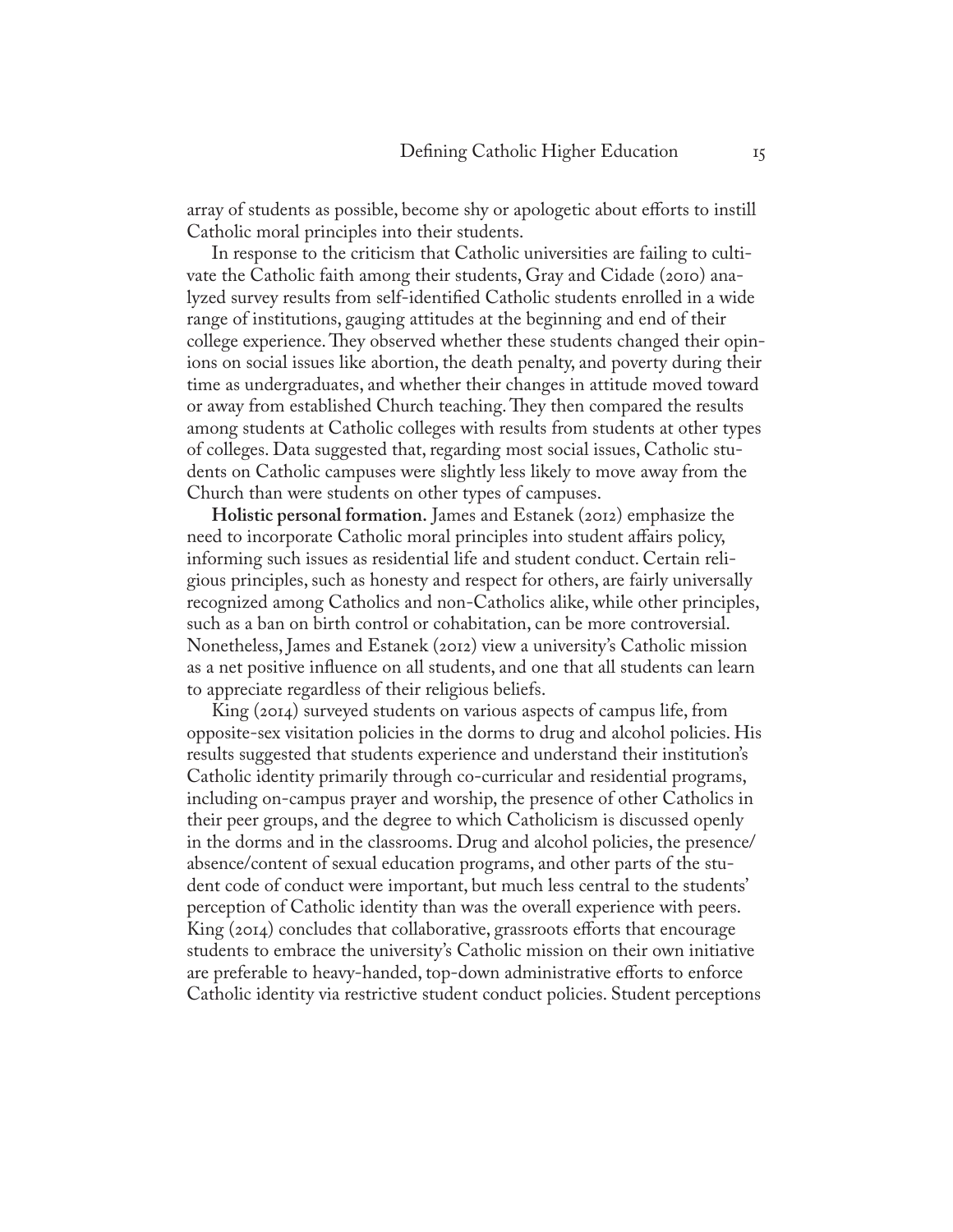array of students as possible, become shy or apologetic about efforts to instill Catholic moral principles into their students.

In response to the criticism that Catholic universities are failing to cultivate the Catholic faith among their students, Gray and Cidade (2010) analyzed survey results from self-identified Catholic students enrolled in a wide range of institutions, gauging attitudes at the beginning and end of their college experience. They observed whether these students changed their opinions on social issues like abortion, the death penalty, and poverty during their time as undergraduates, and whether their changes in attitude moved toward or away from established Church teaching. They then compared the results among students at Catholic colleges with results from students at other types of colleges. Data suggested that, regarding most social issues, Catholic students on Catholic campuses were slightly less likely to move away from the Church than were students on other types of campuses.

**Holistic personal formation.** James and Estanek (2012) emphasize the need to incorporate Catholic moral principles into student affairs policy, informing such issues as residential life and student conduct. Certain religious principles, such as honesty and respect for others, are fairly universally recognized among Catholics and non-Catholics alike, while other principles, such as a ban on birth control or cohabitation, can be more controversial. Nonetheless, James and Estanek (2012) view a university's Catholic mission as a net positive influence on all students, and one that all students can learn to appreciate regardless of their religious beliefs.

King (2014) surveyed students on various aspects of campus life, from opposite-sex visitation policies in the dorms to drug and alcohol policies. His results suggested that students experience and understand their institution's Catholic identity primarily through co-curricular and residential programs, including on-campus prayer and worship, the presence of other Catholics in their peer groups, and the degree to which Catholicism is discussed openly in the dorms and in the classrooms. Drug and alcohol policies, the presence/absence/content of sexual education programs, and other parts of the student code of conduct were important, but much less central to the students' perception of Catholic identity than was the overall experience with peers. King (2014) concludes that collaborative, grassroots efforts that encourage students to embrace the university's Catholic mission on their own initiative are preferable to heavy-handed, top-down administrative efforts to enforce Catholic identity via restrictive student conduct policies. Student perceptions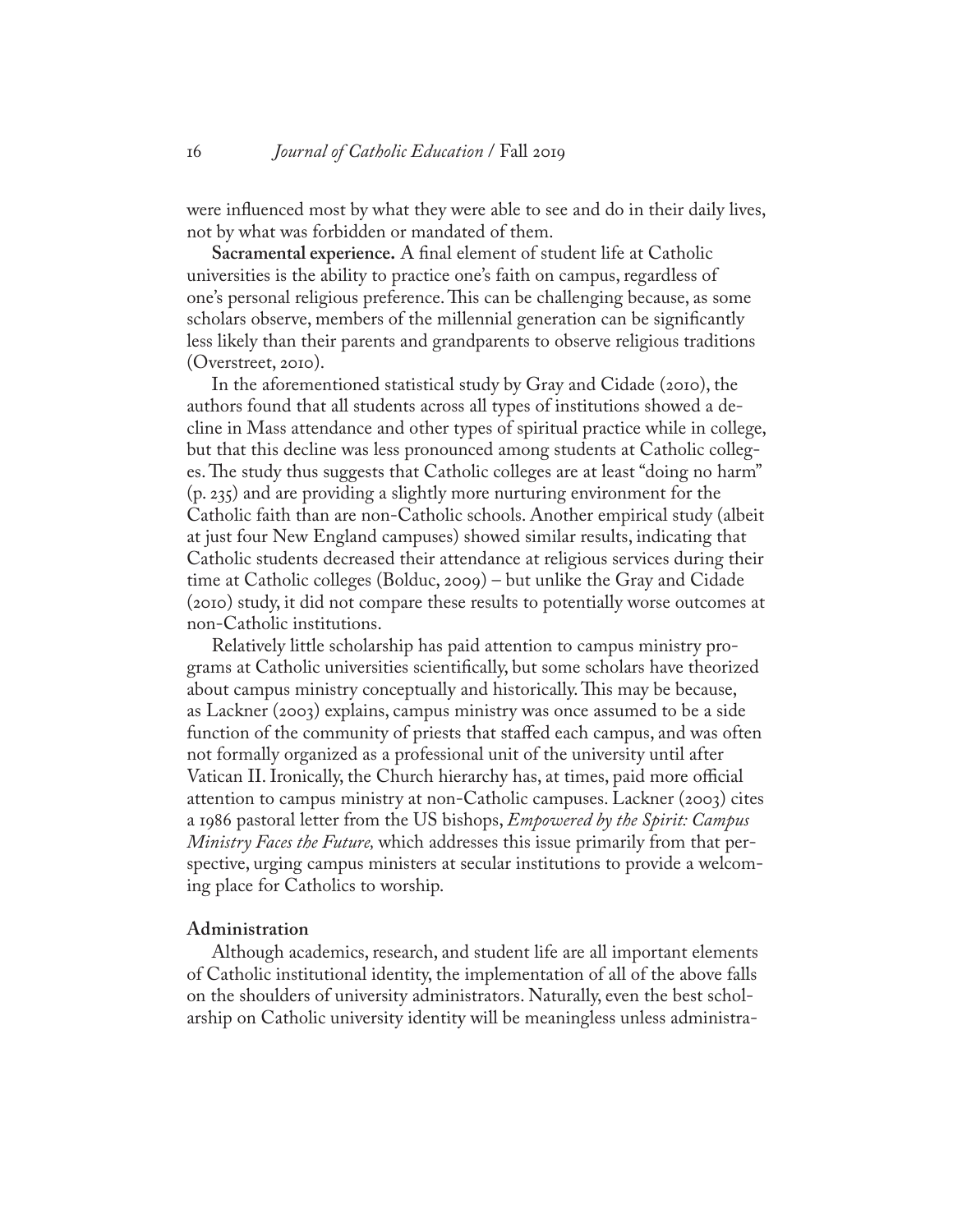were influenced most by what they were able to see and do in their daily lives, not by what was forbidden or mandated of them.

**Sacramental experience.** A final element of student life at Catholic universities is the ability to practice one's faith on campus, regardless of one's personal religious preference. This can be challenging because, as some scholars observe, members of the millennial generation can be significantly less likely than their parents and grandparents to observe religious traditions (Overstreet, 2010).

In the aforementioned statistical study by Gray and Cidade (2010), the authors found that all students across all types of institutions showed a decline in Mass attendance and other types of spiritual practice while in college, but that this decline was less pronounced among students at Catholic colleges. The study thus suggests that Catholic colleges are at least "doing no harm" (p. 235) and are providing a slightly more nurturing environment for the Catholic faith than are non-Catholic schools. Another empirical study (albeit at just four New England campuses) showed similar results, indicating that Catholic students decreased their attendance at religious services during their time at Catholic colleges (Bolduc, 2009) – but unlike the Gray and Cidade (2010) study, it did not compare these results to potentially worse outcomes at non-Catholic institutions.

Relatively little scholarship has paid attention to campus ministry programs at Catholic universities scientifically, but some scholars have theorized about campus ministry conceptually and historically. This may be because, as Lackner (2003) explains, campus ministry was once assumed to be a side function of the community of priests that staffed each campus, and was often not formally organized as a professional unit of the university until after Vatican II. Ironically, the Church hierarchy has, at times, paid more official attention to campus ministry at non-Catholic campuses. Lackner (2003) cites a 1986 pastoral letter from the US bishops, *Empowered by the Spirit: Campus Ministry Faces the Future,* which addresses this issue primarily from that perspective, urging campus ministers at secular institutions to provide a welcoming place for Catholics to worship.

### Administration

Although academics, research, and student life are all important elements of Catholic institutional identity, the implementation of all of the above falls on the shoulders of university administrators. Naturally, even the best scholarship on Catholic university identity will be meaningless unless administra-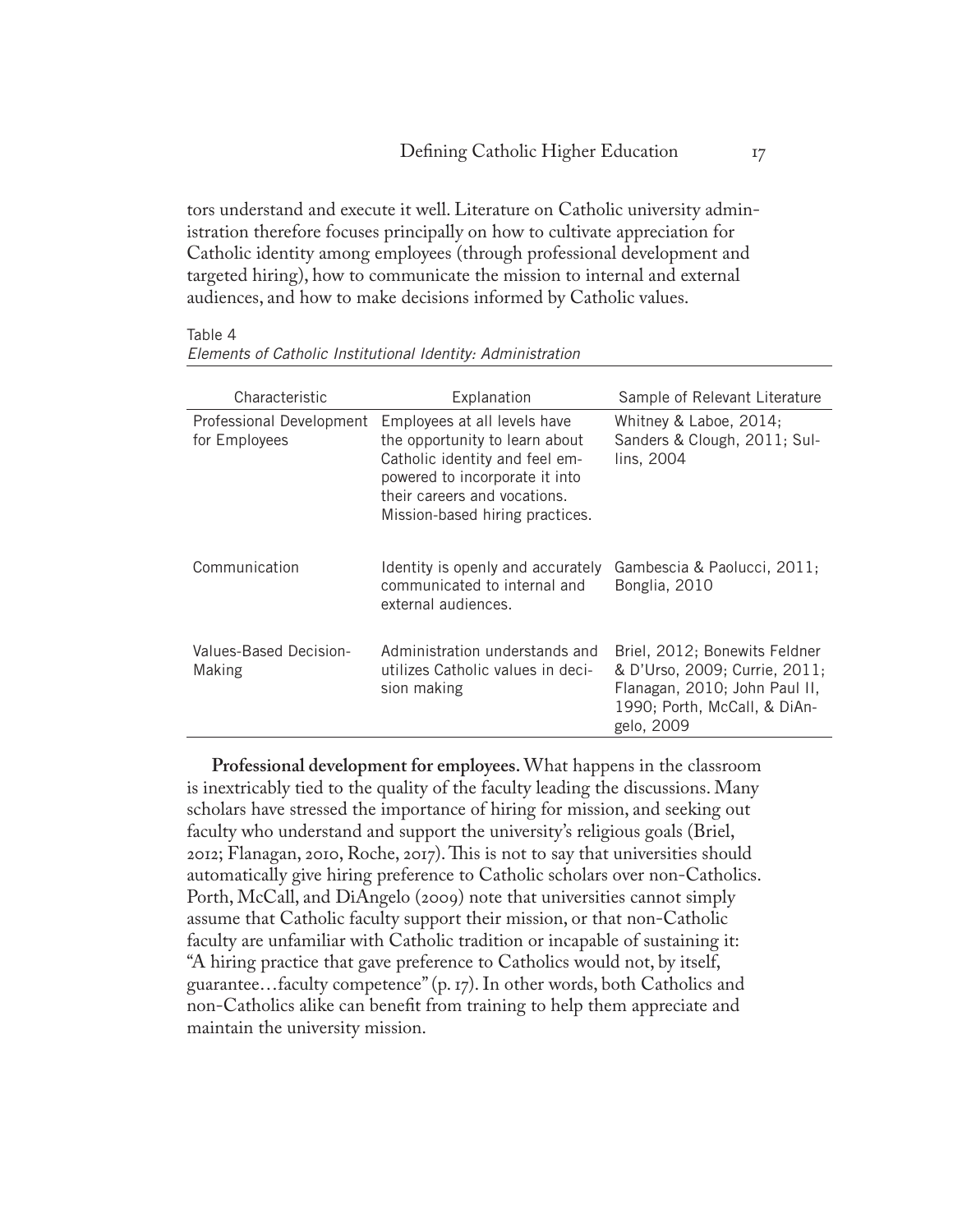tors understand and execute it well. Literature on Catholic university administration therefore focuses principally on how to cultivate appreciation for Catholic identity among employees (through professional development and targeted hiring), how to communicate the mission to internal and external audiences, and how to make decisions informed by Catholic values.

Table 4
*Elements of Catholic Institutional Identity: Administration*

| Characteristic | Explanation | Sample of Relevant Literature |
|---|---|---|
| Professional Development for Employees | Employees at all levels have the opportunity to learn about Catholic identity and feel empowered to incorporate it into their careers and vocations. Mission-based hiring practices. | Whitney & Laboe, 2014; Sanders & Clough, 2011; Sullins, 2004 |
| Communication | Identity is openly and accurately communicated to internal and external audiences. | Gambescia & Paolucci, 2011; Bonglia, 2010 |
| Values-Based Decision-Making | Administration understands and utilizes Catholic values in decision making | Briel, 2012; Bonewits Feldner & D'Urso, 2009; Currie, 2011; Flanagan, 2010; John Paul II, 1990; Porth, McCall, & DiAngelo, 2009 |

**Professional development for employees.** What happens in the classroom is inextricably tied to the quality of the faculty leading the discussions. Many scholars have stressed the importance of hiring for mission, and seeking out faculty who understand and support the university's religious goals (Briel, 2012; Flanagan, 2010, Roche, 2017). This is not to say that universities should automatically give hiring preference to Catholic scholars over non-Catholics. Porth, McCall, and DiAngelo (2009) note that universities cannot simply assume that Catholic faculty support their mission, or that non-Catholic faculty are unfamiliar with Catholic tradition or incapable of sustaining it: "A hiring practice that gave preference to Catholics would not, by itself, guarantee…faculty competence" (p. 17). In other words, both Catholics and non-Catholics alike can benefit from training to help them appreciate and maintain the university mission.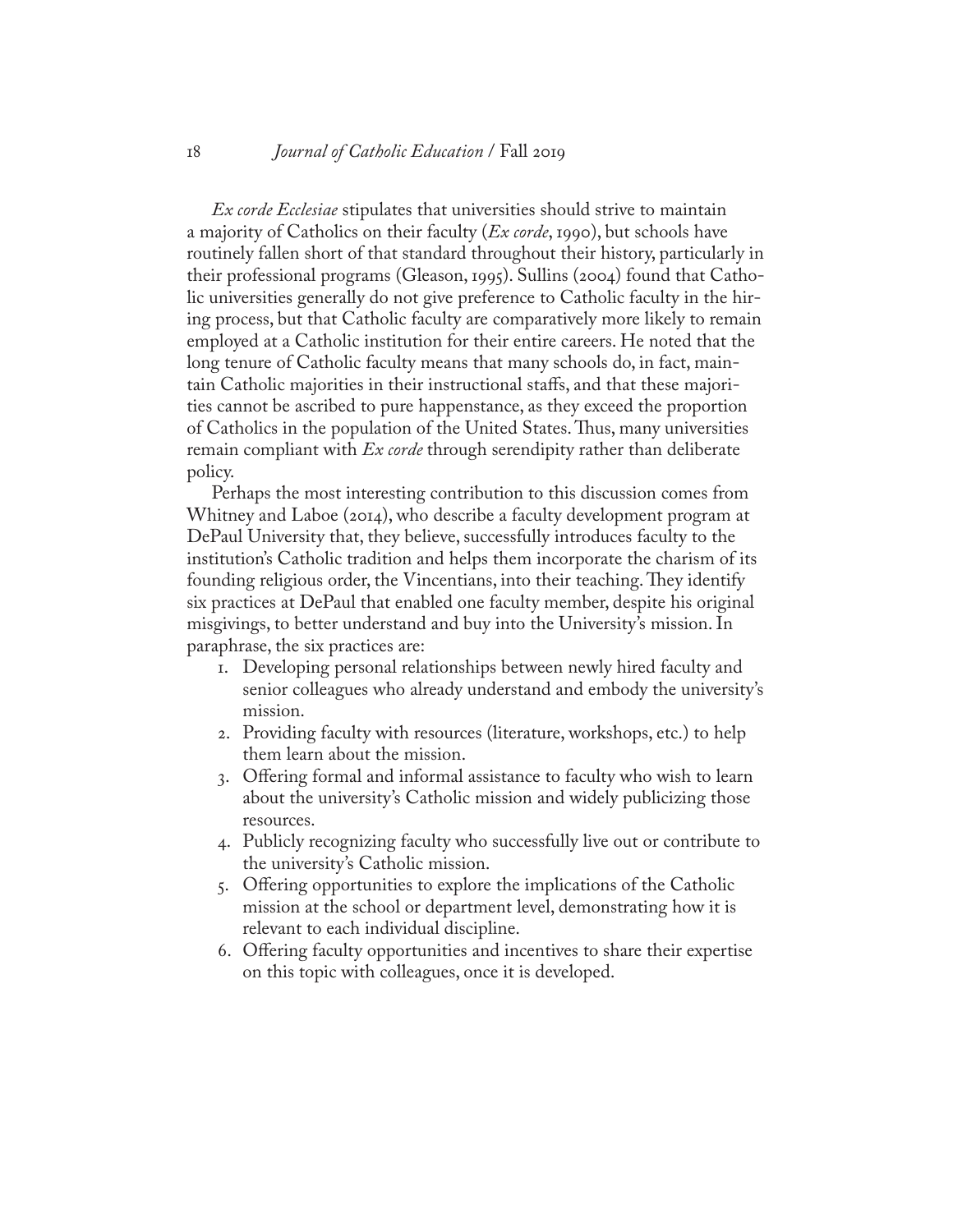*Ex corde Ecclesiae* stipulates that universities should strive to maintain a majority of Catholics on their faculty (*Ex corde*, 1990), but schools have routinely fallen short of that standard throughout their history, particularly in their professional programs (Gleason, 1995). Sullins (2004) found that Catholic universities generally do not give preference to Catholic faculty in the hiring process, but that Catholic faculty are comparatively more likely to remain employed at a Catholic institution for their entire careers. He noted that the long tenure of Catholic faculty means that many schools do, in fact, maintain Catholic majorities in their instructional staffs, and that these majorities cannot be ascribed to pure happenstance, as they exceed the proportion of Catholics in the population of the United States. Thus, many universities remain compliant with *Ex corde* through serendipity rather than deliberate policy.

Perhaps the most interesting contribution to this discussion comes from Whitney and Laboe (2014), who describe a faculty development program at DePaul University that, they believe, successfully introduces faculty to the institution's Catholic tradition and helps them incorporate the charism of its founding religious order, the Vincentians, into their teaching. They identify six practices at DePaul that enabled one faculty member, despite his original misgivings, to better understand and buy into the University's mission. In paraphrase, the six practices are:

1. Developing personal relationships between newly hired faculty and senior colleagues who already understand and embody the university's mission.
2. Providing faculty with resources (literature, workshops, etc.) to help them learn about the mission.
3. Offering formal and informal assistance to faculty who wish to learn about the university's Catholic mission and widely publicizing those resources.
4. Publicly recognizing faculty who successfully live out or contribute to the university's Catholic mission.
5. Offering opportunities to explore the implications of the Catholic mission at the school or department level, demonstrating how it is relevant to each individual discipline.
6. Offering faculty opportunities and incentives to share their expertise on this topic with colleagues, once it is developed.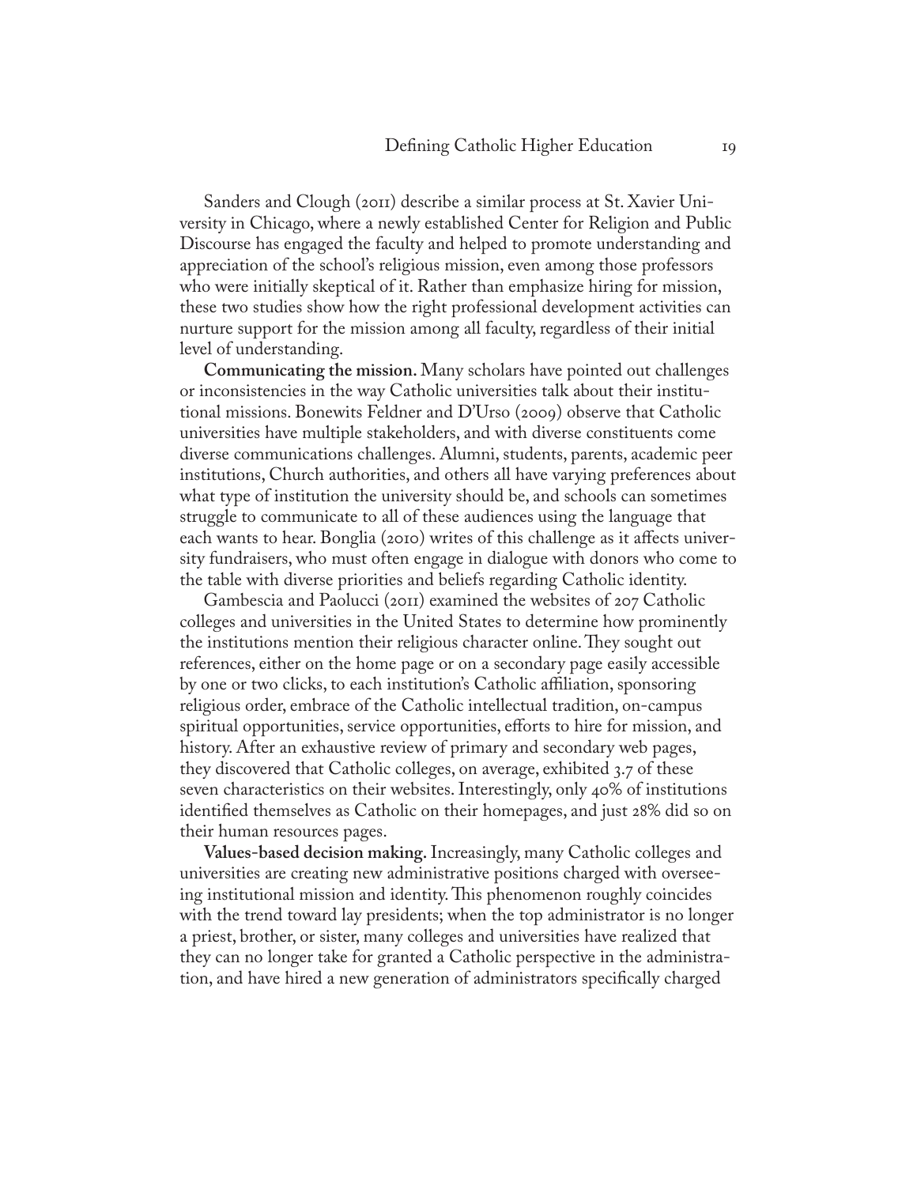Sanders and Clough (2011) describe a similar process at St. Xavier University in Chicago, where a newly established Center for Religion and Public Discourse has engaged the faculty and helped to promote understanding and appreciation of the school's religious mission, even among those professors who were initially skeptical of it. Rather than emphasize hiring for mission, these two studies show how the right professional development activities can nurture support for the mission among all faculty, regardless of their initial level of understanding.

**Communicating the mission.** Many scholars have pointed out challenges or inconsistencies in the way Catholic universities talk about their institutional missions. Bonewits Feldner and D'Urso (2009) observe that Catholic universities have multiple stakeholders, and with diverse constituents come diverse communications challenges. Alumni, students, parents, academic peer institutions, Church authorities, and others all have varying preferences about what type of institution the university should be, and schools can sometimes struggle to communicate to all of these audiences using the language that each wants to hear. Bonglia (2010) writes of this challenge as it affects university fundraisers, who must often engage in dialogue with donors who come to the table with diverse priorities and beliefs regarding Catholic identity.

Gambescia and Paolucci (2011) examined the websites of 207 Catholic colleges and universities in the United States to determine how prominently the institutions mention their religious character online. They sought out references, either on the home page or on a secondary page easily accessible by one or two clicks, to each institution's Catholic affiliation, sponsoring religious order, embrace of the Catholic intellectual tradition, on-campus spiritual opportunities, service opportunities, efforts to hire for mission, and history. After an exhaustive review of primary and secondary web pages, they discovered that Catholic colleges, on average, exhibited 3.7 of these seven characteristics on their websites. Interestingly, only 40% of institutions identified themselves as Catholic on their homepages, and just 28% did so on their human resources pages.

**Values-based decision making.** Increasingly, many Catholic colleges and universities are creating new administrative positions charged with overseeing institutional mission and identity. This phenomenon roughly coincides with the trend toward lay presidents; when the top administrator is no longer a priest, brother, or sister, many colleges and universities have realized that they can no longer take for granted a Catholic perspective in the administration, and have hired a new generation of administrators specifically charged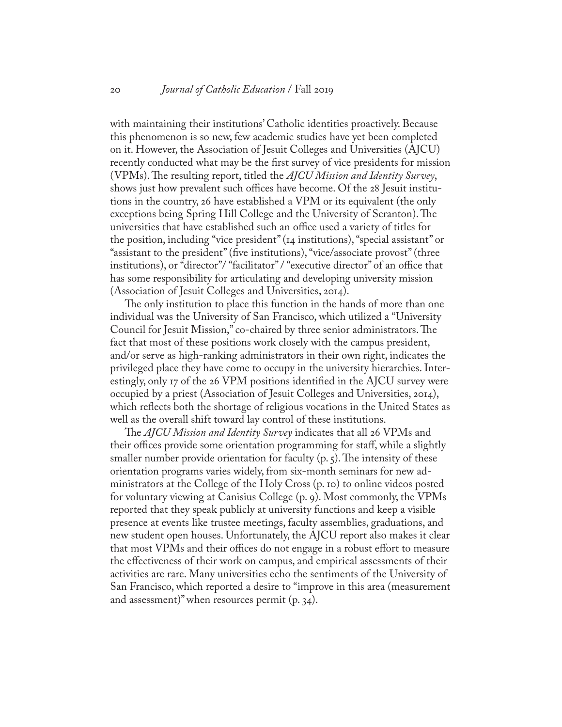with maintaining their institutions' Catholic identities proactively. Because this phenomenon is so new, few academic studies have yet been completed on it. However, the Association of Jesuit Colleges and Universities (AJCU) recently conducted what may be the first survey of vice presidents for mission (VPMs). The resulting report, titled the *AJCU Mission and Identity Survey*, shows just how prevalent such offices have become. Of the 28 Jesuit institutions in the country, 26 have established a VPM or its equivalent (the only exceptions being Spring Hill College and the University of Scranton). The universities that have established such an office used a variety of titles for the position, including "vice president" (14 institutions), "special assistant" or "assistant to the president" (five institutions), "vice/associate provost" (three institutions), or "director"/ "facilitator" / "executive director" of an office that has some responsibility for articulating and developing university mission (Association of Jesuit Colleges and Universities, 2014).

The only institution to place this function in the hands of more than one individual was the University of San Francisco, which utilized a "University Council for Jesuit Mission," co-chaired by three senior administrators. The fact that most of these positions work closely with the campus president, and/or serve as high-ranking administrators in their own right, indicates the privileged place they have come to occupy in the university hierarchies. Interestingly, only 17 of the 26 VPM positions identified in the AJCU survey were occupied by a priest (Association of Jesuit Colleges and Universities, 2014), which reflects both the shortage of religious vocations in the United States as well as the overall shift toward lay control of these institutions.

The *AJCU Mission and Identity Survey* indicates that all 26 VPMs and their offices provide some orientation programming for staff, while a slightly smaller number provide orientation for faculty (p. 5). The intensity of these orientation programs varies widely, from six-month seminars for new administrators at the College of the Holy Cross (p. 10) to online videos posted for voluntary viewing at Canisius College (p. 9). Most commonly, the VPMs reported that they speak publicly at university functions and keep a visible presence at events like trustee meetings, faculty assemblies, graduations, and new student open houses. Unfortunately, the AJCU report also makes it clear that most VPMs and their offices do not engage in a robust effort to measure the effectiveness of their work on campus, and empirical assessments of their activities are rare. Many universities echo the sentiments of the University of San Francisco, which reported a desire to "improve in this area (measurement and assessment)" when resources permit (p. 34).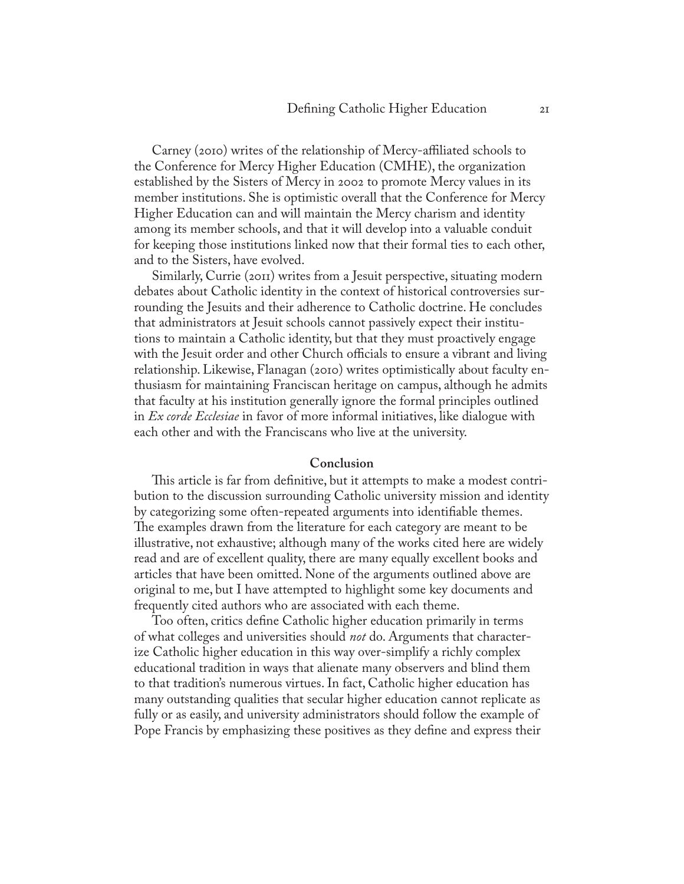Carney (2010) writes of the relationship of Mercy-affiliated schools to the Conference for Mercy Higher Education (CMHE), the organization established by the Sisters of Mercy in 2002 to promote Mercy values in its member institutions. She is optimistic overall that the Conference for Mercy Higher Education can and will maintain the Mercy charism and identity among its member schools, and that it will develop into a valuable conduit for keeping those institutions linked now that their formal ties to each other, and to the Sisters, have evolved.

Similarly, Currie (2011) writes from a Jesuit perspective, situating modern debates about Catholic identity in the context of historical controversies surrounding the Jesuits and their adherence to Catholic doctrine. He concludes that administrators at Jesuit schools cannot passively expect their institutions to maintain a Catholic identity, but that they must proactively engage with the Jesuit order and other Church officials to ensure a vibrant and living relationship. Likewise, Flanagan (2010) writes optimistically about faculty enthusiasm for maintaining Franciscan heritage on campus, although he admits that faculty at his institution generally ignore the formal principles outlined in *Ex corde Ecclesiae* in favor of more informal initiatives, like dialogue with each other and with the Franciscans who live at the university.

## Conclusion

This article is far from definitive, but it attempts to make a modest contribution to the discussion surrounding Catholic university mission and identity by categorizing some often-repeated arguments into identifiable themes. The examples drawn from the literature for each category are meant to be illustrative, not exhaustive; although many of the works cited here are widely read and are of excellent quality, there are many equally excellent books and articles that have been omitted. None of the arguments outlined above are original to me, but I have attempted to highlight some key documents and frequently cited authors who are associated with each theme.

Too often, critics define Catholic higher education primarily in terms of what colleges and universities should *not* do. Arguments that characterize Catholic higher education in this way over-simplify a richly complex educational tradition in ways that alienate many observers and blind them to that tradition's numerous virtues. In fact, Catholic higher education has many outstanding qualities that secular higher education cannot replicate as fully or as easily, and university administrators should follow the example of Pope Francis by emphasizing these positives as they define and express their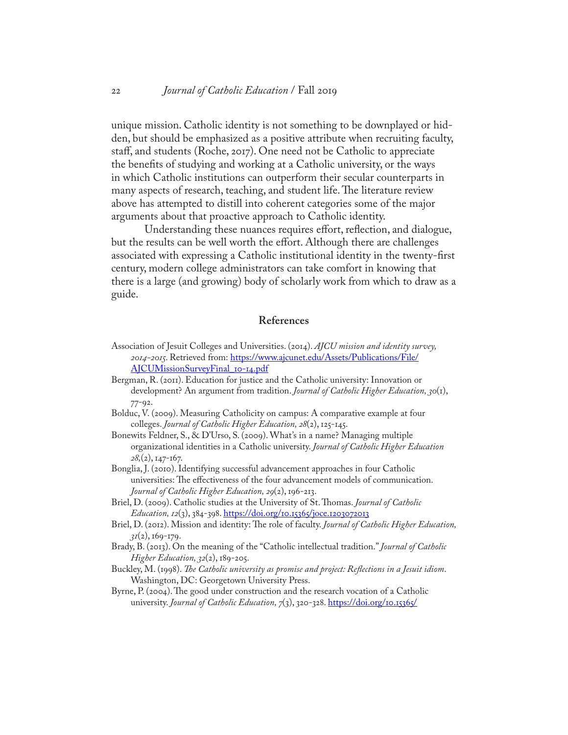unique mission. Catholic identity is not something to be downplayed or hidden, but should be emphasized as a positive attribute when recruiting faculty, staff, and students (Roche, 2017). One need not be Catholic to appreciate the benefits of studying and working at a Catholic university, or the ways in which Catholic institutions can outperform their secular counterparts in many aspects of research, teaching, and student life. The literature review above has attempted to distill into coherent categories some of the major arguments about that proactive approach to Catholic identity.

Understanding these nuances requires effort, reflection, and dialogue, but the results can be well worth the effort. Although there are challenges associated with expressing a Catholic institutional identity in the twenty-first century, modern college administrators can take comfort in knowing that there is a large (and growing) body of scholarly work from which to draw as a guide.

## References

Association of Jesuit Colleges and Universities. (2014). *AJCU mission and identity survey, 2014-2015*. Retrieved from: https://www.ajcunet.edu/Assets/Publications/File/AJCUMissionSurveyFinal_10-14.pdf

Bergman, R. (2011). Education for justice and the Catholic university: Innovation or development? An argument from tradition. *Journal of Catholic Higher Education, 30*(1), 77-92.

Bolduc, V. (2009). Measuring Catholicity on campus: A comparative example at four colleges. *Journal of Catholic Higher Education, 28*(2), 125-145.

Bonewits Feldner, S., & D'Urso, S. (2009). What's in a name? Managing multiple organizational identities in a Catholic university. *Journal of Catholic Higher Education 28,*(2), 147-167.

Bonglia, J. (2010). Identifying successful advancement approaches in four Catholic universities: The effectiveness of the four advancement models of communication. *Journal of Catholic Higher Education, 29*(2), 196-213.

Briel, D. (2009). Catholic studies at the University of St. Thomas. *Journal of Catholic Education, 12*(3), 384-398. https://doi.org/10.15365/joce.1203072013

Briel, D. (2012). Mission and identity: The role of faculty. *Journal of Catholic Higher Education, 31*(2), 169-179.

Brady, B. (2013). On the meaning of the "Catholic intellectual tradition." *Journal of Catholic Higher Education, 32*(2), 189-205.

Buckley, M. (1998). *The Catholic university as promise and project: Reflections in a Jesuit idiom*. Washington, DC: Georgetown University Press.

Byrne, P. (2004). The good under construction and the research vocation of a Catholic university. *Journal of Catholic Education, 7*(3), 320-328. https://doi.org/10.15365/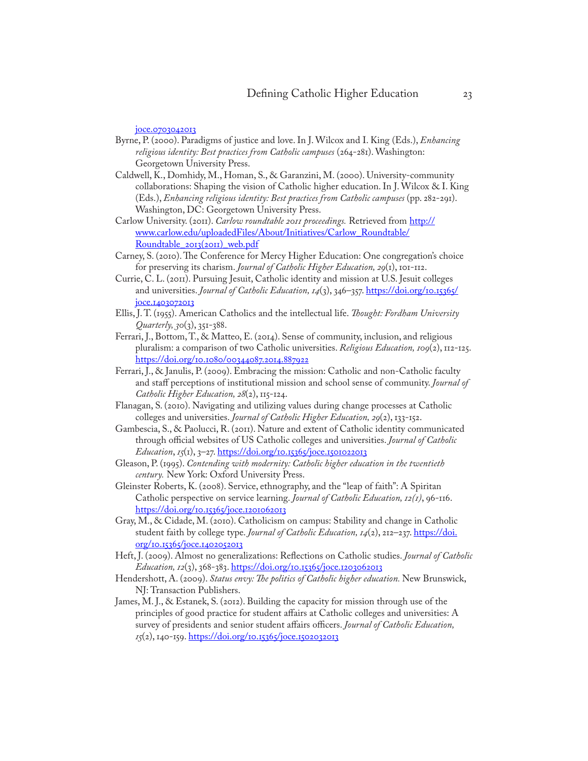joce.0703042013

Byrne, P. (2000). Paradigms of justice and love. In J. Wilcox and I. King (Eds.), *Enhancing religious identity: Best practices from Catholic campuses* (264-281). Washington: Georgetown University Press.

Caldwell, K., Domhidy, M., Homan, S., & Garanzini, M. (2000). University-community collaborations: Shaping the vision of Catholic higher education. In J. Wilcox & I. King (Eds.), *Enhancing religious identity: Best practices from Catholic campuses* (pp. 282-291). Washington, DC: Georgetown University Press.

Carlow University. (2011). *Carlow roundtable 2011 proceedings.* Retrieved from http://www.carlow.edu/uploadedFiles/About/Initiatives/Carlow_Roundtable/Roundtable_2013(2011)_web.pdf

Carney, S. (2010). The Conference for Mercy Higher Education: One congregation's choice for preserving its charism. *Journal of Catholic Higher Education, 29*(1), 101-112.

Currie, C. L. (2011). Pursuing Jesuit, Catholic identity and mission at U.S. Jesuit colleges and universities. *Journal of Catholic Education, 14*(3), 346–357. https://doi.org/10.15365/joce.1403072013

Ellis, J. T. (1955). American Catholics and the intellectual life. *Thought: Fordham University Quarterly, 30*(3), 351-388.

Ferrari, J., Bottom, T., & Matteo, E. (2014). Sense of community, inclusion, and religious pluralism: a comparison of two Catholic universities. *Religious Education, 109*(2), 112-125. https://doi.org/10.1080/00344087.2014.887922

Ferrari, J., & Janulis, P. (2009). Embracing the mission: Catholic and non-Catholic faculty and staff perceptions of institutional mission and school sense of community. *Journal of Catholic Higher Education, 28*(2), 115-124.

Flanagan, S. (2010). Navigating and utilizing values during change processes at Catholic colleges and universities. *Journal of Catholic Higher Education, 29*(2), 133-152.

Gambescia, S., & Paolucci, R. (2011). Nature and extent of Catholic identity communicated through official websites of US Catholic colleges and universities. *Journal of Catholic Education*, *15*(1), 3–27. https://doi.org/10.15365/joce.1501022013

Gleason, P. (1995). *Contending with modernity: Catholic higher education in the twentieth century.* New York: Oxford University Press.

Gleinster Roberts, K. (2008). Service, ethnography, and the "leap of faith": A Spiritan Catholic perspective on service learning. *Journal of Catholic Education, 12(1)*, 96-116. https://doi.org/10.15365/joce.1201062013

Gray, M., & Cidade, M. (2010). Catholicism on campus: Stability and change in Catholic student faith by college type. *Journal of Catholic Education, 14*(2), 212–237. https://doi.org/10.15365/joce.1402052013

Heft, J. (2009). Almost no generalizations: Reflections on Catholic studies. *Journal of Catholic Education, 12*(3), 368-383. https://doi.org/10.15365/joce.1203062013

Hendershott, A. (2009). *Status envy: The politics of Catholic higher education.* New Brunswick, NJ: Transaction Publishers.

James, M. J., & Estanek, S. (2012). Building the capacity for mission through use of the principles of good practice for student affairs at Catholic colleges and universities: A survey of presidents and senior student affairs officers. *Journal of Catholic Education, 15*(2), 140-159. https://doi.org/10.15365/joce.1502032013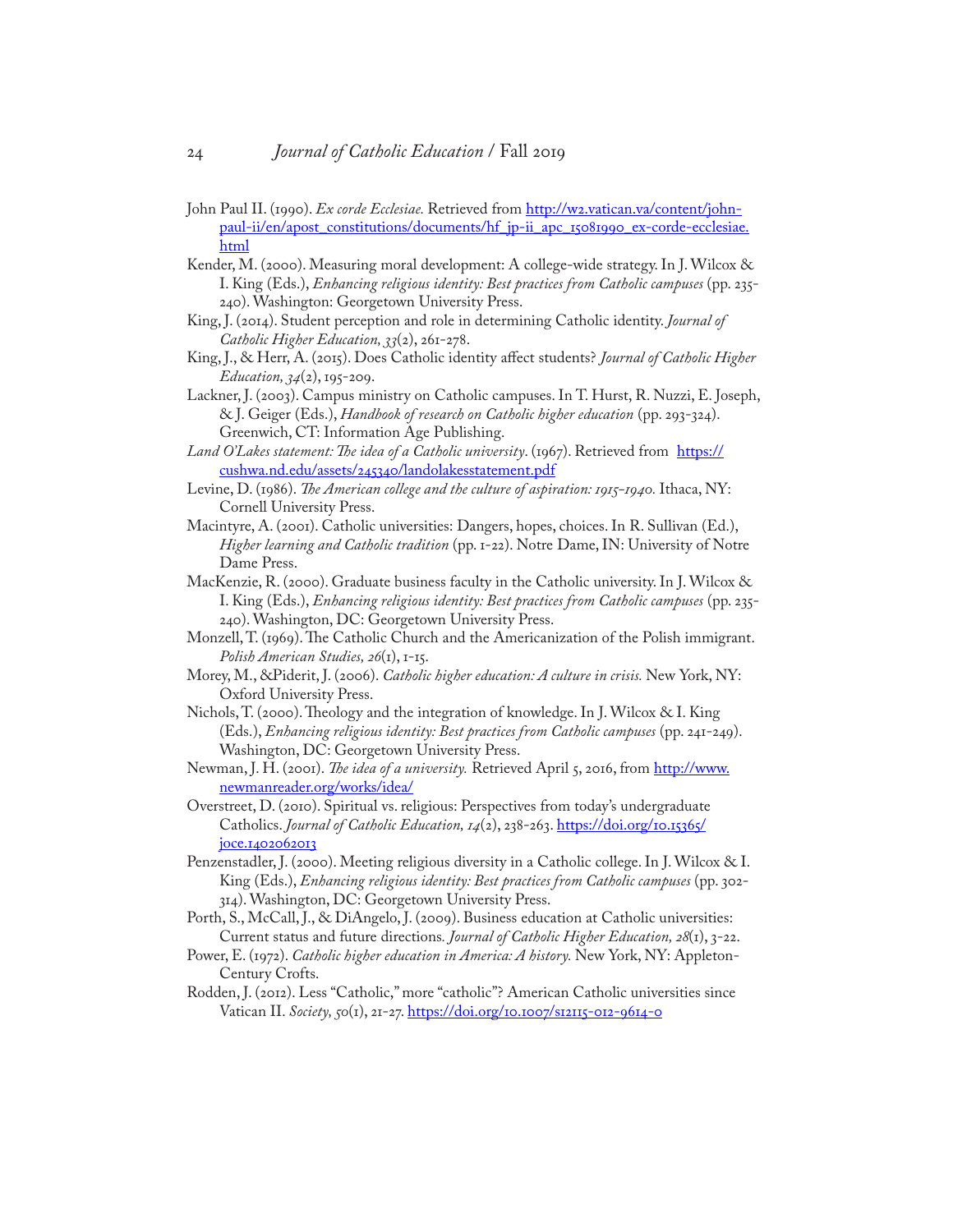John Paul II. (1990). *Ex corde Ecclesiae.* Retrieved from http://w2.vatican.va/content/john-paul-ii/en/apost_constitutions/documents/hf_jp-ii_apc_15081990_ex-corde-ecclesiae.html

Kender, M. (2000). Measuring moral development: A college-wide strategy. In J. Wilcox & I. King (Eds.), *Enhancing religious identity: Best practices from Catholic campuses* (pp. 235-240). Washington: Georgetown University Press.

King, J. (2014). Student perception and role in determining Catholic identity. *Journal of Catholic Higher Education, 33*(2), 261-278.

King, J., & Herr, A. (2015). Does Catholic identity affect students? *Journal of Catholic Higher Education, 34*(2), 195-209.

Lackner, J. (2003). Campus ministry on Catholic campuses. In T. Hurst, R. Nuzzi, E. Joseph, & J. Geiger (Eds.), *Handbook of research on Catholic higher education* (pp. 293-324). Greenwich, CT: Information Age Publishing.

*Land O'Lakes statement: The idea of a Catholic university*. (1967). Retrieved from https://cushwa.nd.edu/assets/245340/landolakesstatement.pdf

Levine, D. (1986). *The American college and the culture of aspiration: 1915-1940.* Ithaca, NY: Cornell University Press.

Macintyre, A. (2001). Catholic universities: Dangers, hopes, choices. In R. Sullivan (Ed.), *Higher learning and Catholic tradition* (pp. 1-22). Notre Dame, IN: University of Notre Dame Press.

MacKenzie, R. (2000). Graduate business faculty in the Catholic university. In J. Wilcox & I. King (Eds.), *Enhancing religious identity: Best practices from Catholic campuses* (pp. 235-240). Washington, DC: Georgetown University Press.

Monzell, T. (1969). The Catholic Church and the Americanization of the Polish immigrant. *Polish American Studies, 26*(1), 1-15.

Morey, M., &Piderit, J. (2006). *Catholic higher education: A culture in crisis.* New York, NY: Oxford University Press.

Nichols, T. (2000). Theology and the integration of knowledge. In J. Wilcox & I. King (Eds.), *Enhancing religious identity: Best practices from Catholic campuses* (pp. 241-249). Washington, DC: Georgetown University Press.

Newman, J. H. (2001). *The idea of a university.* Retrieved April 5, 2016, from http://www.newmanreader.org/works/idea/

Overstreet, D. (2010). Spiritual vs. religious: Perspectives from today's undergraduate Catholics. *Journal of Catholic Education, 14*(2), 238-263. https://doi.org/10.15365/joce.1402062013

Penzenstadler, J. (2000). Meeting religious diversity in a Catholic college. In J. Wilcox & I. King (Eds.), *Enhancing religious identity: Best practices from Catholic campuses* (pp. 302-314). Washington, DC: Georgetown University Press.

Porth, S., McCall, J., & DiAngelo, J. (2009). Business education at Catholic universities: Current status and future directions. *Journal of Catholic Higher Education, 28*(1), 3-22.

Power, E. (1972). *Catholic higher education in America: A history.* New York, NY: Appleton-Century Crofts.

Rodden, J. (2012). Less "Catholic," more "catholic"? American Catholic universities since Vatican II. *Society, 50*(1), 21-27. https://doi.org/10.1007/s12115-012-9614-0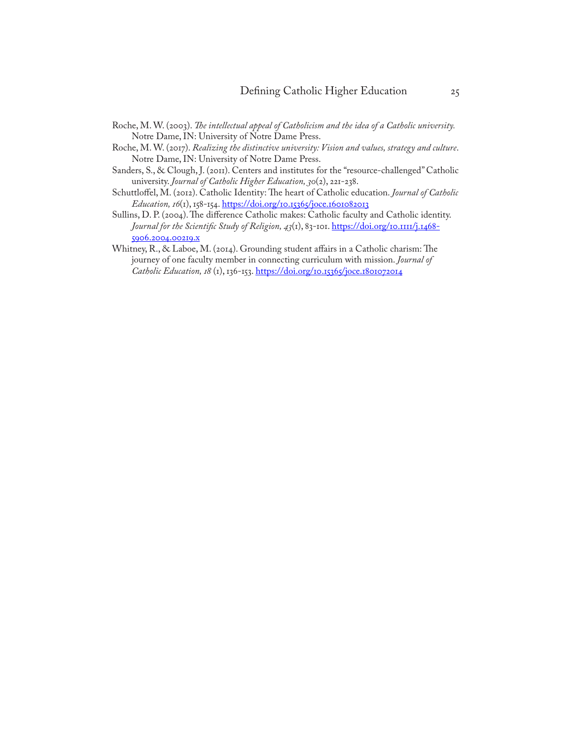Roche, M. W. (2003). *The intellectual appeal of Catholicism and the idea of a Catholic university.* Notre Dame, IN: University of Notre Dame Press.

Roche, M. W. (2017). *Realizing the distinctive university: Vision and values, strategy and culture*. Notre Dame, IN: University of Notre Dame Press.

Sanders, S., & Clough, J. (2011). Centers and institutes for the "resource-challenged" Catholic university. *Journal of Catholic Higher Education, 30*(2), 221-238.

Schuttloffel, M. (2012). Catholic Identity: The heart of Catholic education. *Journal of Catholic Education, 16*(1), 158-154. https://doi.org/10.15365/joce.1601082013

Sullins, D. P. (2004). The difference Catholic makes: Catholic faculty and Catholic identity. *Journal for the Scientific Study of Religion, 43*(1), 83-101. https://doi.org/10.1111/j.1468-5906.2004.00219.x

Whitney, R., & Laboe, M. (2014). Grounding student affairs in a Catholic charism: The journey of one faculty member in connecting curriculum with mission. *Journal of Catholic Education, 18* (1), 136-153. https://doi.org/10.15365/joce.1801072014